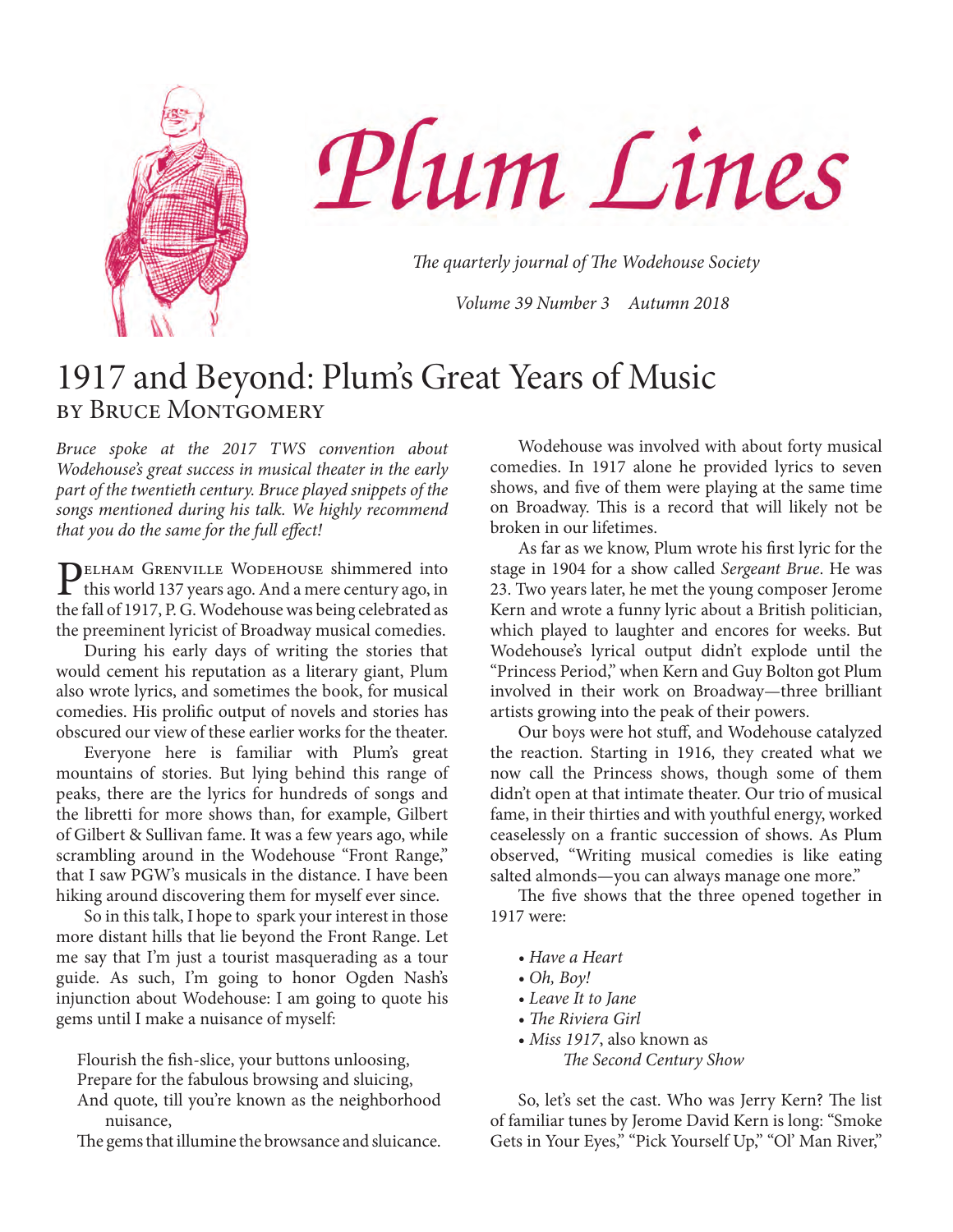# Plum Lines

*The quarterly journal of The Wodehouse Society*

*Volume 39 Number 3 Autumn 2018*

## 1917 and Beyond: Plum's Great Years of Music

### by Bruce Montgomery

*Bruce spoke at the 2017 TWS convention about Wodehouse's great success in musical theater in the early part of the twentieth century. Bruce played snippets of the songs mentioned during his talk. We highly recommend that you do the same for the full effect!*

Pelham Grenville Wodehouse shimmered into this world 137 years ago. And a mere century ago, in the fall of 1917, P. G. Wodehouse was being celebrated as the preeminent lyricist of Broadway musical comedies.

During his early days of writing the stories that would cement his reputation as a literary giant, Plum also wrote lyrics, and sometimes the book, for musical comedies. His prolific output of novels and stories has obscured our view of these earlier works for the theater.

Everyone here is familiar with Plum's great mountains of stories. But lying behind this range of peaks, there are the lyrics for hundreds of songs and the libretti for more shows than, for example, Gilbert of Gilbert & Sullivan fame. It was a few years ago, while scrambling around in the Wodehouse "Front Range," that I saw PGW's musicals in the distance. I have been hiking around discovering them for myself ever since.

So in this talk, I hope to spark your interest in those more distant hills that lie beyond the Front Range. Let me say that I'm just a tourist masquerading as a tour guide. As such, I'm going to honor Ogden Nash's injunction about Wodehouse: I am going to quote his gems until I make a nuisance of myself:

> Flourish the fish-slice, your buttons unloosing,
> Prepare for the fabulous browsing and sluicing,
> And quote, till you're known as the neighborhood nuisance,
> The gems that illumine the browsance and sluicance.

Wodehouse was involved with about forty musical comedies. In 1917 alone he provided lyrics to seven shows, and five of them were playing at the same time on Broadway. This is a record that will likely not be broken in our lifetimes.

As far as we know, Plum wrote his first lyric for the stage in 1904 for a show called *Sergeant Brue*. He was 23. Two years later, he met the young composer Jerome Kern and wrote a funny lyric about a British politician, which played to laughter and encores for weeks. But Wodehouse's lyrical output didn't explode until the "Princess Period," when Kern and Guy Bolton got Plum involved in their work on Broadway—three brilliant artists growing into the peak of their powers.

Our boys were hot stuff, and Wodehouse catalyzed the reaction. Starting in 1916, they created what we now call the Princess shows, though some of them didn't open at that intimate theater. Our trio of musical fame, in their thirties and with youthful energy, worked ceaselessly on a frantic succession of shows. As Plum observed, "Writing musical comedies is like eating salted almonds—you can always manage one more."

The five shows that the three opened together in 1917 were:

- *Have a Heart*
- *Oh, Boy!*
- *Leave It to Jane*
- *The Riviera Girl*
- *Miss 1917*, also known as *The Second Century Show*

So, let's set the cast. Who was Jerry Kern? The list of familiar tunes by Jerome David Kern is long: "Smoke Gets in Your Eyes," "Pick Yourself Up," "Ol' Man River,"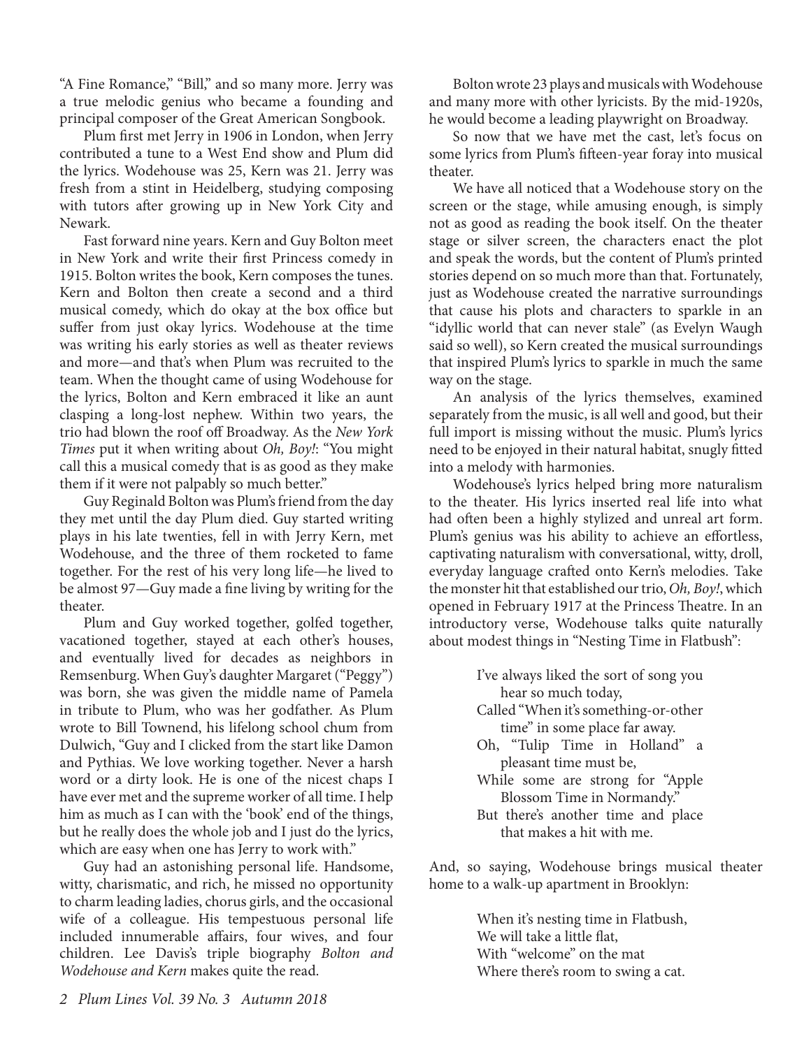"A Fine Romance," "Bill," and so many more. Jerry was a true melodic genius who became a founding and principal composer of the Great American Songbook.

Plum first met Jerry in 1906 in London, when Jerry contributed a tune to a West End show and Plum did the lyrics. Wodehouse was 25, Kern was 21. Jerry was fresh from a stint in Heidelberg, studying composing with tutors after growing up in New York City and Newark.

Fast forward nine years. Kern and Guy Bolton meet in New York and write their first Princess comedy in 1915. Bolton writes the book, Kern composes the tunes. Kern and Bolton then create a second and a third musical comedy, which do okay at the box office but suffer from just okay lyrics. Wodehouse at the time was writing his early stories as well as theater reviews and more—and that's when Plum was recruited to the team. When the thought came of using Wodehouse for the lyrics, Bolton and Kern embraced it like an aunt clasping a long-lost nephew. Within two years, the trio had blown the roof off Broadway. As the *New York Times* put it when writing about *Oh, Boy!*: "You might call this a musical comedy that is as good as they make them if it were not palpably so much better."

Guy Reginald Bolton was Plum's friend from the day they met until the day Plum died. Guy started writing plays in his late twenties, fell in with Jerry Kern, met Wodehouse, and the three of them rocketed to fame together. For the rest of his very long life—he lived to be almost 97—Guy made a fine living by writing for the theater.

Plum and Guy worked together, golfed together, vacationed together, stayed at each other's houses, and eventually lived for decades as neighbors in Remsenburg. When Guy's daughter Margaret ("Peggy") was born, she was given the middle name of Pamela in tribute to Plum, who was her godfather. As Plum wrote to Bill Townend, his lifelong school chum from Dulwich, "Guy and I clicked from the start like Damon and Pythias. We love working together. Never a harsh word or a dirty look. He is one of the nicest chaps I have ever met and the supreme worker of all time. I help him as much as I can with the 'book' end of the things, but he really does the whole job and I just do the lyrics, which are easy when one has Jerry to work with."

Guy had an astonishing personal life. Handsome, witty, charismatic, and rich, he missed no opportunity to charm leading ladies, chorus girls, and the occasional wife of a colleague. His tempestuous personal life included innumerable affairs, four wives, and four children. Lee Davis's triple biography *Bolton and Wodehouse and Kern* makes quite the read.

Bolton wrote 23 plays and musicals with Wodehouse and many more with other lyricists. By the mid-1920s, he would become a leading playwright on Broadway.

So now that we have met the cast, let's focus on some lyrics from Plum's fifteen-year foray into musical theater.

We have all noticed that a Wodehouse story on the screen or the stage, while amusing enough, is simply not as good as reading the book itself. On the theater stage or silver screen, the characters enact the plot and speak the words, but the content of Plum's printed stories depend on so much more than that. Fortunately, just as Wodehouse created the narrative surroundings that cause his plots and characters to sparkle in an "idyllic world that can never stale" (as Evelyn Waugh said so well), so Kern created the musical surroundings that inspired Plum's lyrics to sparkle in much the same way on the stage.

An analysis of the lyrics themselves, examined separately from the music, is all well and good, but their full import is missing without the music. Plum's lyrics need to be enjoyed in their natural habitat, snugly fitted into a melody with harmonies.

Wodehouse's lyrics helped bring more naturalism to the theater. His lyrics inserted real life into what had often been a highly stylized and unreal art form. Plum's genius was his ability to achieve an effortless, captivating naturalism with conversational, witty, droll, everyday language crafted onto Kern's melodies. Take the monster hit that established our trio, *Oh, Boy!*, which opened in February 1917 at the Princess Theatre. In an introductory verse, Wodehouse talks quite naturally about modest things in "Nesting Time in Flatbush":

> I've always liked the sort of song you hear so much today,
> Called "When it's something-or-other time" in some place far away.
> Oh, "Tulip Time in Holland" a pleasant time must be,
> While some are strong for "Apple Blossom Time in Normandy."
> But there's another time and place that makes a hit with me.

And, so saying, Wodehouse brings musical theater home to a walk-up apartment in Brooklyn:

> When it's nesting time in Flatbush,
> We will take a little flat,
> With "welcome" on the mat
> Where there's room to swing a cat.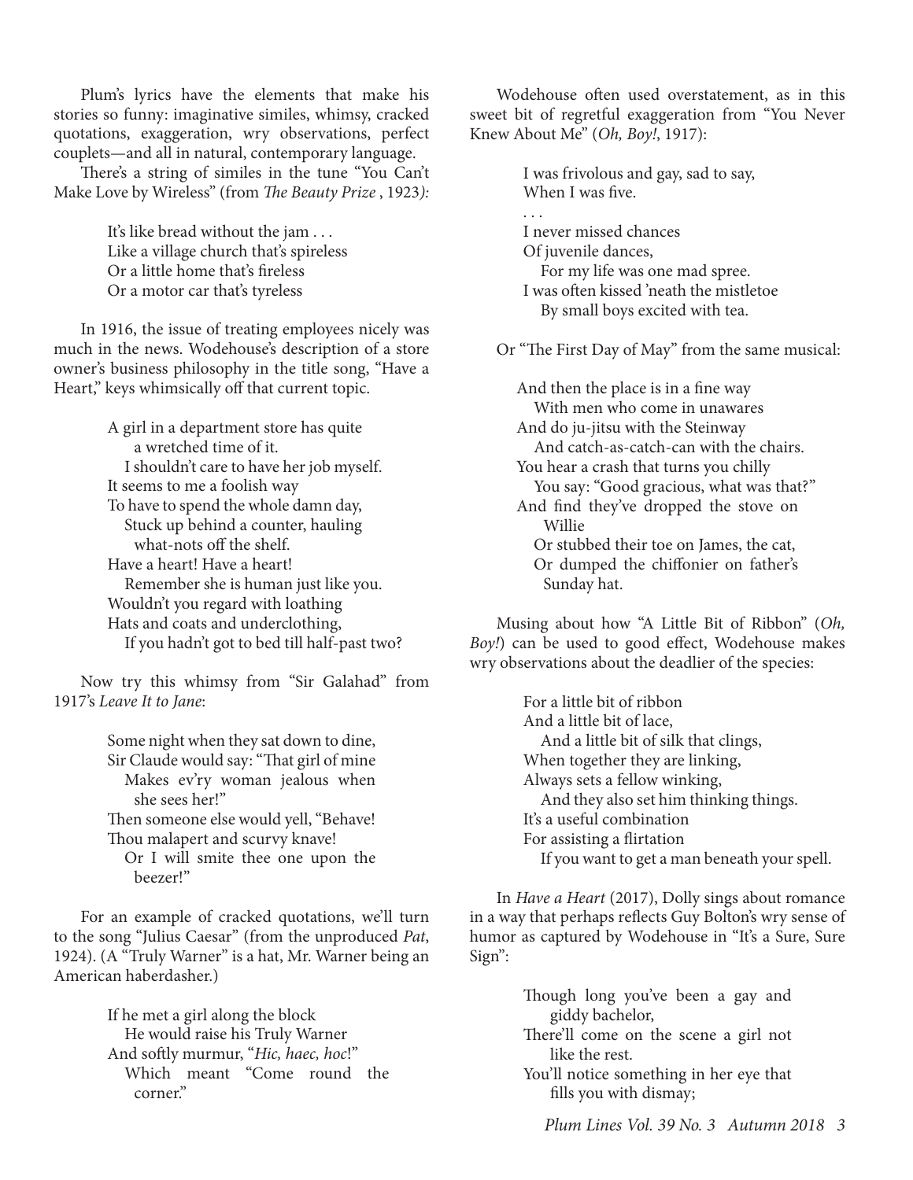Plum's lyrics have the elements that make his stories so funny: imaginative similes, whimsy, cracked quotations, exaggeration, wry observations, perfect couplets—and all in natural, contemporary language.

There's a string of similes in the tune "You Can't Make Love by Wireless" (from *The Beauty Prize* , 1923*)*:

> It's like bread without the jam . . .  
> Like a village church that's spireless  
> Or a little home that's fireless  
> Or a motor car that's tyreless

In 1916, the issue of treating employees nicely was much in the news. Wodehouse's description of a store owner's business philosophy in the title song, "Have a Heart," keys whimsically off that current topic.

> A girl in a department store has quite  
>     a wretched time of it.  
>   I shouldn't care to have her job myself.  
> It seems to me a foolish way  
> To have to spend the whole damn day,  
>   Stuck up behind a counter, hauling  
>     what-nots off the shelf.  
> Have a heart! Have a heart!  
>   Remember she is human just like you.  
> Wouldn't you regard with loathing  
> Hats and coats and underclothing,  
>   If you hadn't got to bed till half-past two?

Now try this whimsy from "Sir Galahad" from 1917's *Leave It to Jane*:

> Some night when they sat down to dine,  
> Sir Claude would say: "That girl of mine  
>   Makes ev'ry woman jealous when  
>     she sees her!"  
> Then someone else would yell, "Behave!  
> Thou malapert and scurvy knave!  
>   Or I will smite thee one upon the  
>     beezer!"

For an example of cracked quotations, we'll turn to the song "Julius Caesar" (from the unproduced *Pat*, 1924). (A "Truly Warner" is a hat, Mr. Warner being an American haberdasher.)

> If he met a girl along the block  
>   He would raise his Truly Warner  
> And softly murmur, "*Hic, haec, hoc*!"  
>   Which meant "Come round the  
>     corner."

Wodehouse often used overstatement, as in this sweet bit of regretful exaggeration from "You Never Knew About Me" (*Oh, Boy!*, 1917):

> I was frivolous and gay, sad to say,  
> When I was five.  
> . . .  
> I never missed chances  
> Of juvenile dances,  
>   For my life was one mad spree.  
> I was often kissed 'neath the mistletoe  
>   By small boys excited with tea.

Or "The First Day of May" from the same musical:

> And then the place is in a fine way  
>   With men who come in unawares  
> And do ju-jitsu with the Steinway  
>   And catch-as-catch-can with the chairs.  
> You hear a crash that turns you chilly  
>   You say: "Good gracious, what was that?"  
> And find they've dropped the stove on  
>     Willie  
>   Or stubbed their toe on James, the cat,  
>   Or dumped the chiffonier on father's  
>     Sunday hat.

Musing about how "A Little Bit of Ribbon" (*Oh, Boy!*) can be used to good effect, Wodehouse makes wry observations about the deadlier of the species:

> For a little bit of ribbon  
> And a little bit of lace,  
>   And a little bit of silk that clings,  
> When together they are linking,  
> Always sets a fellow winking,  
>   And they also set him thinking things.  
> It's a useful combination  
> For assisting a flirtation  
>   If you want to get a man beneath your spell.

In *Have a Heart* (2017), Dolly sings about romance in a way that perhaps reflects Guy Bolton's wry sense of humor as captured by Wodehouse in "It's a Sure, Sure Sign":

> Though long you've been a gay and  
>     giddy bachelor,  
> There'll come on the scene a girl not  
>     like the rest.  
> You'll notice something in her eye that  
>     fills you with dismay;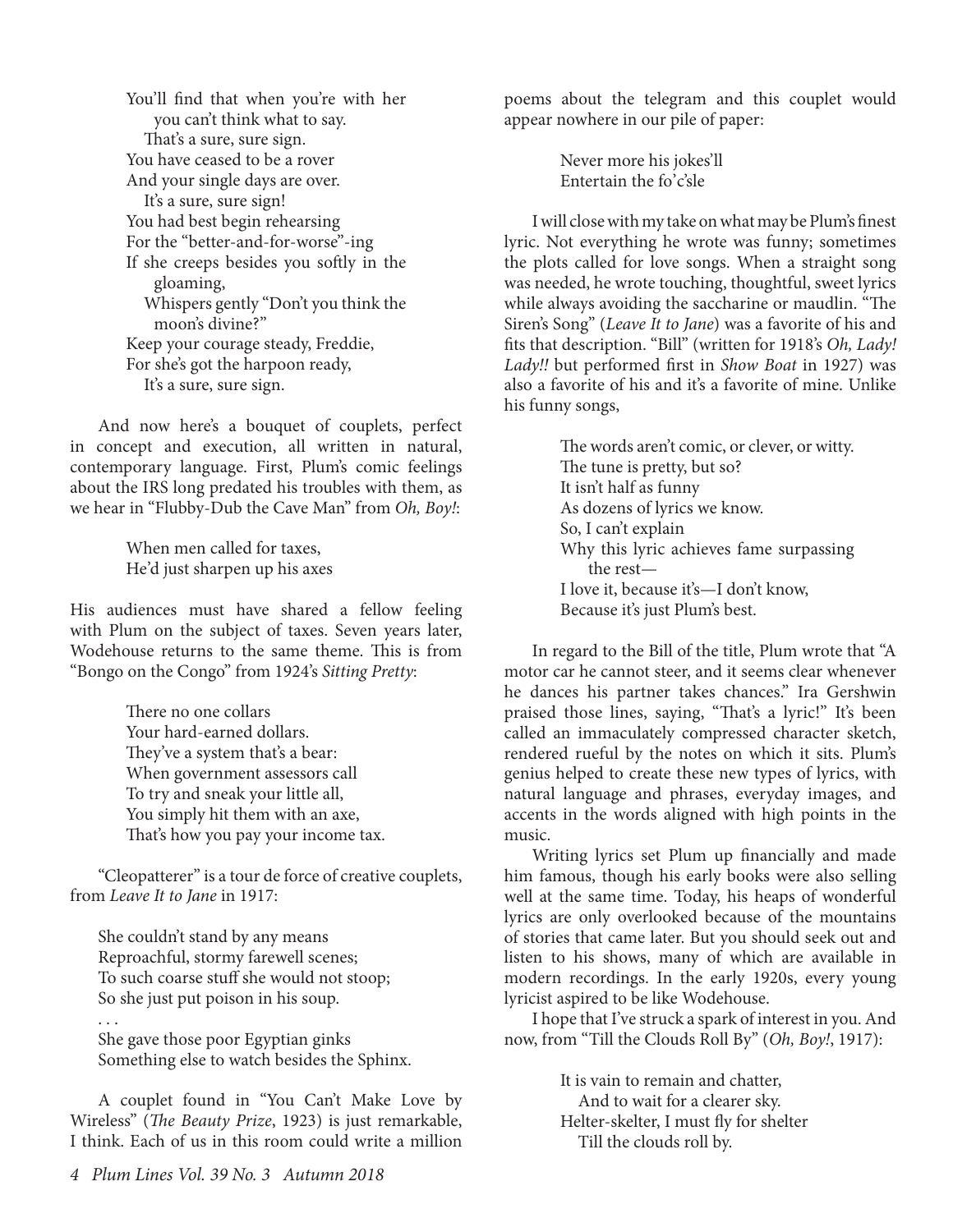You'll find that when you're with her you can't think what to say.
That's a sure, sure sign.
You have ceased to be a rover
And your single days are over.
It's a sure, sure sign!
You had best begin rehearsing
For the "better-and-for-worse"-ing
If she creeps besides you softly in the gloaming,
Whispers gently "Don't you think the moon's divine?"
Keep your courage steady, Freddie,
For she's got the harpoon ready,
It's a sure, sure sign.

And now here's a bouquet of couplets, perfect in concept and execution, all written in natural, contemporary language. First, Plum's comic feelings about the IRS long predated his troubles with them, as we hear in "Flubby-Dub the Cave Man" from *Oh, Boy!*:

When men called for taxes,
He'd just sharpen up his axes

His audiences must have shared a fellow feeling with Plum on the subject of taxes. Seven years later, Wodehouse returns to the same theme. This is from "Bongo on the Congo" from 1924's *Sitting Pretty*:

There no one collars
Your hard-earned dollars.
They've a system that's a bear:
When government assessors call
To try and sneak your little all,
You simply hit them with an axe,
That's how you pay your income tax.

"Cleopatterer" is a tour de force of creative couplets, from *Leave It to Jane* in 1917:

She couldn't stand by any means
Reproachful, stormy farewell scenes;
To such coarse stuff she would not stoop;
So she just put poison in his soup.
. . .
She gave those poor Egyptian ginks
Something else to watch besides the Sphinx.

A couplet found in "You Can't Make Love by Wireless" (*The Beauty Prize*, 1923) is just remarkable, I think. Each of us in this room could write a million poems about the telegram and this couplet would appear nowhere in our pile of paper:

Never more his jokes'll
Entertain the fo'c'sle

I will close with my take on what may be Plum's finest lyric. Not everything he wrote was funny; sometimes the plots called for love songs. When a straight song was needed, he wrote touching, thoughtful, sweet lyrics while always avoiding the saccharine or maudlin. "The Siren's Song" (*Leave It to Jane*) was a favorite of his and fits that description. "Bill" (written for 1918's *Oh, Lady! Lady!!* but performed first in *Show Boat* in 1927) was also a favorite of his and it's a favorite of mine. Unlike his funny songs,

The words aren't comic, or clever, or witty.
The tune is pretty, but so?
It isn't half as funny
As dozens of lyrics we know.
So, I can't explain
Why this lyric achieves fame surpassing the rest—
I love it, because it's—I don't know,
Because it's just Plum's best.

In regard to the Bill of the title, Plum wrote that "A motor car he cannot steer, and it seems clear whenever he dances his partner takes chances." Ira Gershwin praised those lines, saying, "That's a lyric!" It's been called an immaculately compressed character sketch, rendered rueful by the notes on which it sits. Plum's genius helped to create these new types of lyrics, with natural language and phrases, everyday images, and accents in the words aligned with high points in the music.

Writing lyrics set Plum up financially and made him famous, though his early books were also selling well at the same time. Today, his heaps of wonderful lyrics are only overlooked because of the mountains of stories that came later. But you should seek out and listen to his shows, many of which are available in modern recordings. In the early 1920s, every young lyricist aspired to be like Wodehouse.

I hope that I've struck a spark of interest in you. And now, from "Till the Clouds Roll By" (*Oh, Boy!*, 1917):

It is vain to remain and chatter,
And to wait for a clearer sky.
Helter-skelter, I must fly for shelter
Till the clouds roll by.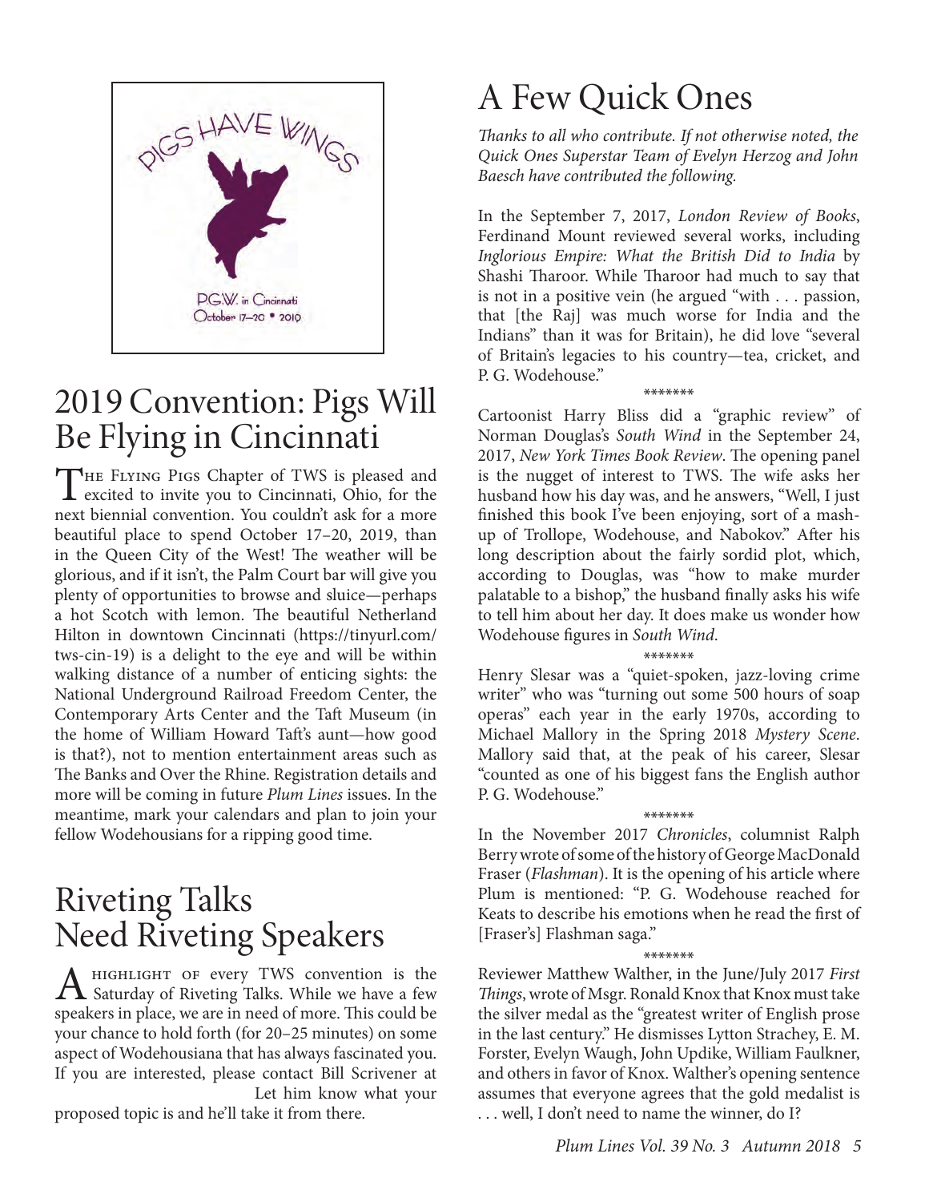## 2019 Convention: Pigs Will Be Flying in Cincinnati

The Flying Pigs Chapter of TWS is pleased and excited to invite you to Cincinnati, Ohio, for the next biennial convention. You couldn't ask for a more beautiful place to spend October 17–20, 2019, than in the Queen City of the West! The weather will be glorious, and if it isn't, the Palm Court bar will give you plenty of opportunities to browse and sluice—perhaps a hot Scotch with lemon. The beautiful Netherland Hilton in downtown Cincinnati (https://tinyurl.com/tws-cin-19) is a delight to the eye and will be within walking distance of a number of enticing sights: the National Underground Railroad Freedom Center, the Contemporary Arts Center and the Taft Museum (in the home of William Howard Taft's aunt—how good is that?), not to mention entertainment areas such as The Banks and Over the Rhine. Registration details and more will be coming in future *Plum Lines* issues. In the meantime, mark your calendars and plan to join your fellow Wodehousians for a ripping good time.

## Riveting Talks Need Riveting Speakers

A highlight of every TWS convention is the Saturday of Riveting Talks. While we have a few speakers in place, we are in need of more. This could be your chance to hold forth (for 20–25 minutes) on some aspect of Wodehousiana that has always fascinated you. If you are interested, please contact Bill Scrivener at Let him know what your proposed topic is and he'll take it from there.

## A Few Quick Ones

*Thanks to all who contribute. If not otherwise noted, the Quick Ones Superstar Team of Evelyn Herzog and John Baesch have contributed the following.*

In the September 7, 2017, *London Review of Books*, Ferdinand Mount reviewed several works, including *Inglorious Empire: What the British Did to India* by Shashi Tharoor. While Tharoor had much to say that is not in a positive vein (he argued "with . . . passion, that [the Raj] was much worse for India and the Indians" than it was for Britain), he did love "several of Britain's legacies to his country—tea, cricket, and P. G. Wodehouse."

*******

Cartoonist Harry Bliss did a "graphic review" of Norman Douglas's *South Wind* in the September 24, 2017, *New York Times Book Review*. The opening panel is the nugget of interest to TWS. The wife asks her husband how his day was, and he answers, "Well, I just finished this book I've been enjoying, sort of a mash-up of Trollope, Wodehouse, and Nabokov." After his long description about the fairly sordid plot, which, according to Douglas, was "how to make murder palatable to a bishop," the husband finally asks his wife to tell him about her day. It does make us wonder how Wodehouse figures in *South Wind*.

*******

Henry Slesar was a "quiet-spoken, jazz-loving crime writer" who was "turning out some 500 hours of soap operas" each year in the early 1970s, according to Michael Mallory in the Spring 2018 *Mystery Scene*. Mallory said that, at the peak of his career, Slesar "counted as one of his biggest fans the English author P. G. Wodehouse."

*******

In the November 2017 *Chronicles*, columnist Ralph Berry wrote of some of the history of George MacDonald Fraser (*Flashman*). It is the opening of his article where Plum is mentioned: "P. G. Wodehouse reached for Keats to describe his emotions when he read the first of [Fraser's] Flashman saga."

*******

Reviewer Matthew Walther, in the June/July 2017 *First Things*, wrote of Msgr. Ronald Knox that Knox must take the silver medal as the "greatest writer of English prose in the last century." He dismisses Lytton Strachey, E. M. Forster, Evelyn Waugh, John Updike, William Faulkner, and others in favor of Knox. Walther's opening sentence assumes that everyone agrees that the gold medalist is . . . well, I don't need to name the winner, do I?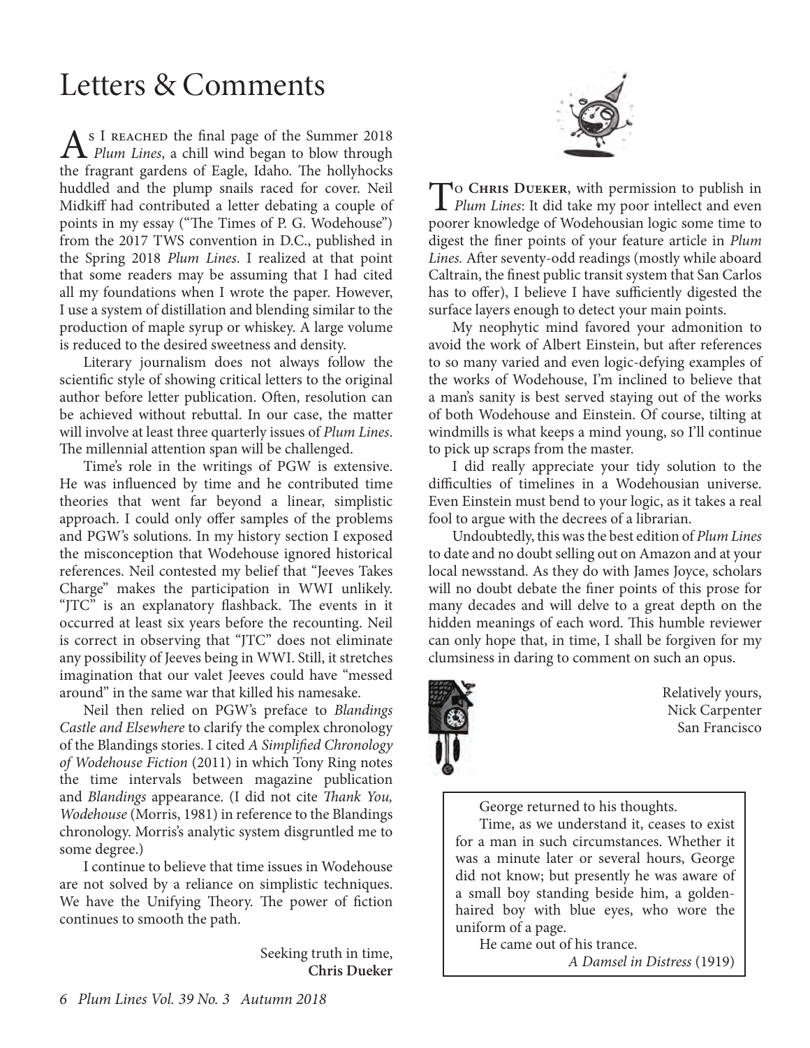# Letters & Comments

As I reached the final page of the Summer 2018 *Plum Lines*, a chill wind began to blow through the fragrant gardens of Eagle, Idaho. The hollyhocks huddled and the plump snails raced for cover. Neil Midkiff had contributed a letter debating a couple of points in my essay ("The Times of P. G. Wodehouse") from the 2017 TWS convention in D.C., published in the Spring 2018 *Plum Lines*. I realized at that point that some readers may be assuming that I had cited all my foundations when I wrote the paper. However, I use a system of distillation and blending similar to the production of maple syrup or whiskey. A large volume is reduced to the desired sweetness and density.

Literary journalism does not always follow the scientific style of showing critical letters to the original author before letter publication. Often, resolution can be achieved without rebuttal. In our case, the matter will involve at least three quarterly issues of *Plum Lines*. The millennial attention span will be challenged.

Time's role in the writings of PGW is extensive. He was influenced by time and he contributed time theories that went far beyond a linear, simplistic approach. I could only offer samples of the problems and PGW's solutions. In my history section I exposed the misconception that Wodehouse ignored historical references. Neil contested my belief that "Jeeves Takes Charge" makes the participation in WWI unlikely. "JTC" is an explanatory flashback. The events in it occurred at least six years before the recounting. Neil is correct in observing that "JTC" does not eliminate any possibility of Jeeves being in WWI. Still, it stretches imagination that our valet Jeeves could have "messed around" in the same war that killed his namesake.

Neil then relied on PGW's preface to *Blandings Castle and Elsewhere* to clarify the complex chronology of the Blandings stories. I cited *A Simplified Chronology of Wodehouse Fiction* (2011) in which Tony Ring notes the time intervals between magazine publication and *Blandings* appearance. (I did not cite *Thank You, Wodehouse* (Morris, 1981) in reference to the Blandings chronology. Morris's analytic system disgruntled me to some degree.)

I continue to believe that time issues in Wodehouse are not solved by a reliance on simplistic techniques. We have the Unifying Theory. The power of fiction continues to smooth the path.

Seeking truth in time,
**Chris Dueker**

To **Chris Dueker**, with permission to publish in *Plum Lines*: It did take my poor intellect and even poorer knowledge of Wodehousian logic some time to digest the finer points of your feature article in *Plum Lines*. After seventy-odd readings (mostly while aboard Caltrain, the finest public transit system that San Carlos has to offer), I believe I have sufficiently digested the surface layers enough to detect your main points.

My neophytic mind favored your admonition to avoid the work of Albert Einstein, but after references to so many varied and even logic-defying examples of the works of Wodehouse, I'm inclined to believe that a man's sanity is best served staying out of the works of both Wodehouse and Einstein. Of course, tilting at windmills is what keeps a mind young, so I'll continue to pick up scraps from the master.

I did really appreciate your tidy solution to the difficulties of timelines in a Wodehousian universe. Even Einstein must bend to your logic, as it takes a real fool to argue with the decrees of a librarian.

Undoubtedly, this was the best edition of *Plum Lines* to date and no doubt selling out on Amazon and at your local newsstand. As they do with James Joyce, scholars will no doubt debate the finer points of this prose for many decades and will delve to a great depth on the hidden meanings of each word. This humble reviewer can only hope that, in time, I shall be forgiven for my clumsiness in daring to comment on such an opus.

Relatively yours,
Nick Carpenter
San Francisco

> George returned to his thoughts.
>
> Time, as we understand it, ceases to exist for a man in such circumstances. Whether it was a minute later or several hours, George did not know; but presently he was aware of a small boy standing beside him, a golden-haired boy with blue eyes, who wore the uniform of a page.
>
> He came out of his trance.
>
> *A Damsel in Distress* (1919)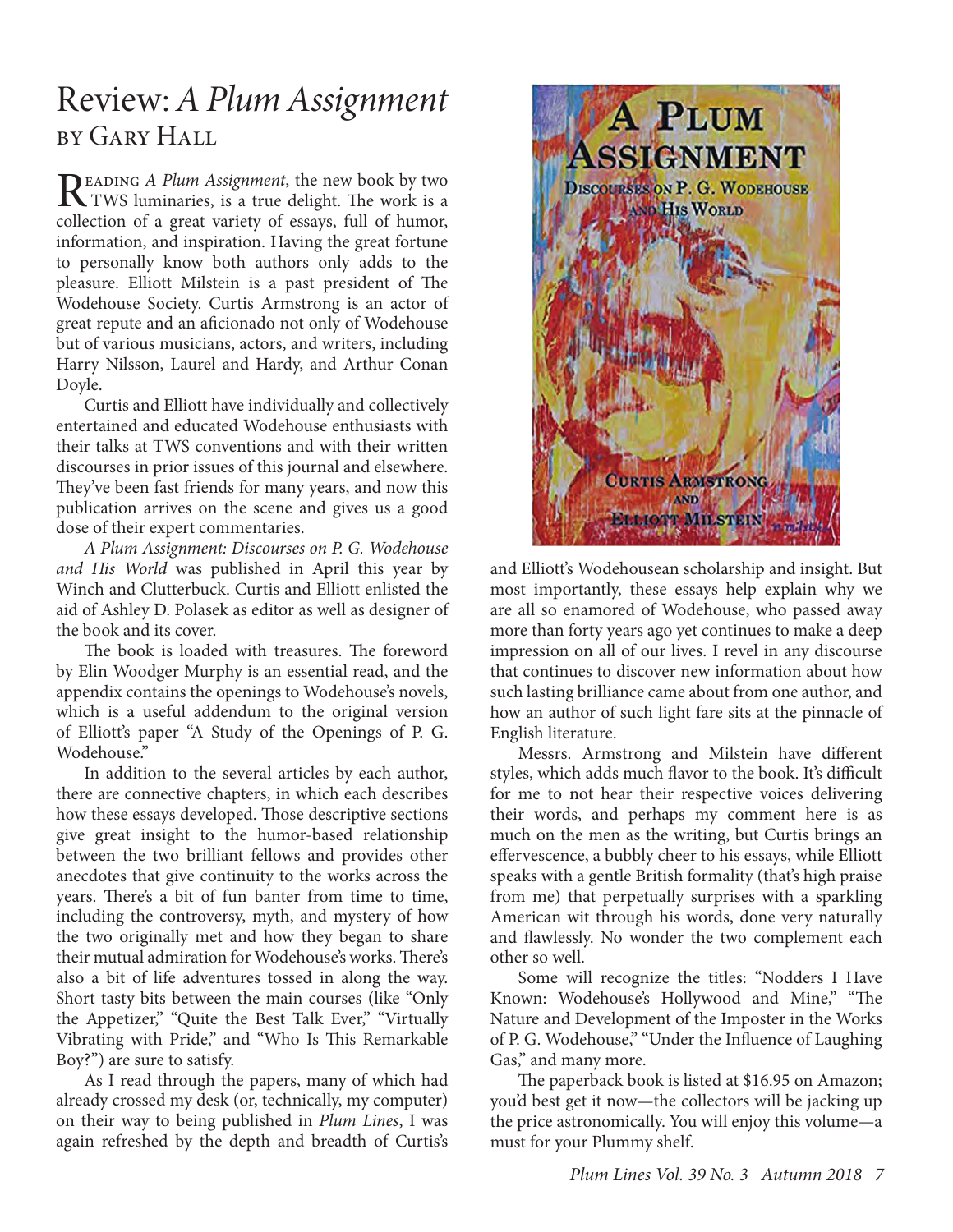# Review: *A Plum Assignment*

## by Gary Hall

Reading *A Plum Assignment*, the new book by two TWS luminaries, is a true delight. The work is a collection of a great variety of essays, full of humor, information, and inspiration. Having the great fortune to personally know both authors only adds to the pleasure. Elliott Milstein is a past president of The Wodehouse Society. Curtis Armstrong is an actor of great repute and an aficionado not only of Wodehouse but of various musicians, actors, and writers, including Harry Nilsson, Laurel and Hardy, and Arthur Conan Doyle.

Curtis and Elliott have individually and collectively entertained and educated Wodehouse enthusiasts with their talks at TWS conventions and with their written discourses in prior issues of this journal and elsewhere. They've been fast friends for many years, and now this publication arrives on the scene and gives us a good dose of their expert commentaries.

*A Plum Assignment: Discourses on P. G. Wodehouse and His World* was published in April this year by Winch and Clutterbuck. Curtis and Elliott enlisted the aid of Ashley D. Polasek as editor as well as designer of the book and its cover.

The book is loaded with treasures. The foreword by Elin Woodger Murphy is an essential read, and the appendix contains the openings to Wodehouse's novels, which is a useful addendum to the original version of Elliott's paper "A Study of the Openings of P. G. Wodehouse."

In addition to the several articles by each author, there are connective chapters, in which each describes how these essays developed. Those descriptive sections give great insight to the humor-based relationship between the two brilliant fellows and provides other anecdotes that give continuity to the works across the years. There's a bit of fun banter from time to time, including the controversy, myth, and mystery of how the two originally met and how they began to share their mutual admiration for Wodehouse's works. There's also a bit of life adventures tossed in along the way. Short tasty bits between the main courses (like "Only the Appetizer," "Quite the Best Talk Ever," "Virtually Vibrating with Pride," and "Who Is This Remarkable Boy?") are sure to satisfy.

As I read through the papers, many of which had already crossed my desk (or, technically, my computer) on their way to being published in *Plum Lines*, I was again refreshed by the depth and breadth of Curtis's and Elliott's Wodehousean scholarship and insight. But most importantly, these essays help explain why we are all so enamored of Wodehouse, who passed away more than forty years ago yet continues to make a deep impression on all of our lives. I revel in any discourse that continues to discover new information about how such lasting brilliance came about from one author, and how an author of such light fare sits at the pinnacle of English literature.

Messrs. Armstrong and Milstein have different styles, which adds much flavor to the book. It's difficult for me to not hear their respective voices delivering their words, and perhaps my comment here is as much on the men as the writing, but Curtis brings an effervescence, a bubbly cheer to his essays, while Elliott speaks with a gentle British formality (that's high praise from me) that perpetually surprises with a sparkling American wit through his words, done very naturally and flawlessly. No wonder the two complement each other so well.

Some will recognize the titles: "Nodders I Have Known: Wodehouse's Hollywood and Mine," "The Nature and Development of the Imposter in the Works of P. G. Wodehouse," "Under the Influence of Laughing Gas," and many more.

The paperback book is listed at $16.95 on Amazon; you'd best get it now—the collectors will be jacking up the price astronomically. You will enjoy this volume—a must for your Plummy shelf.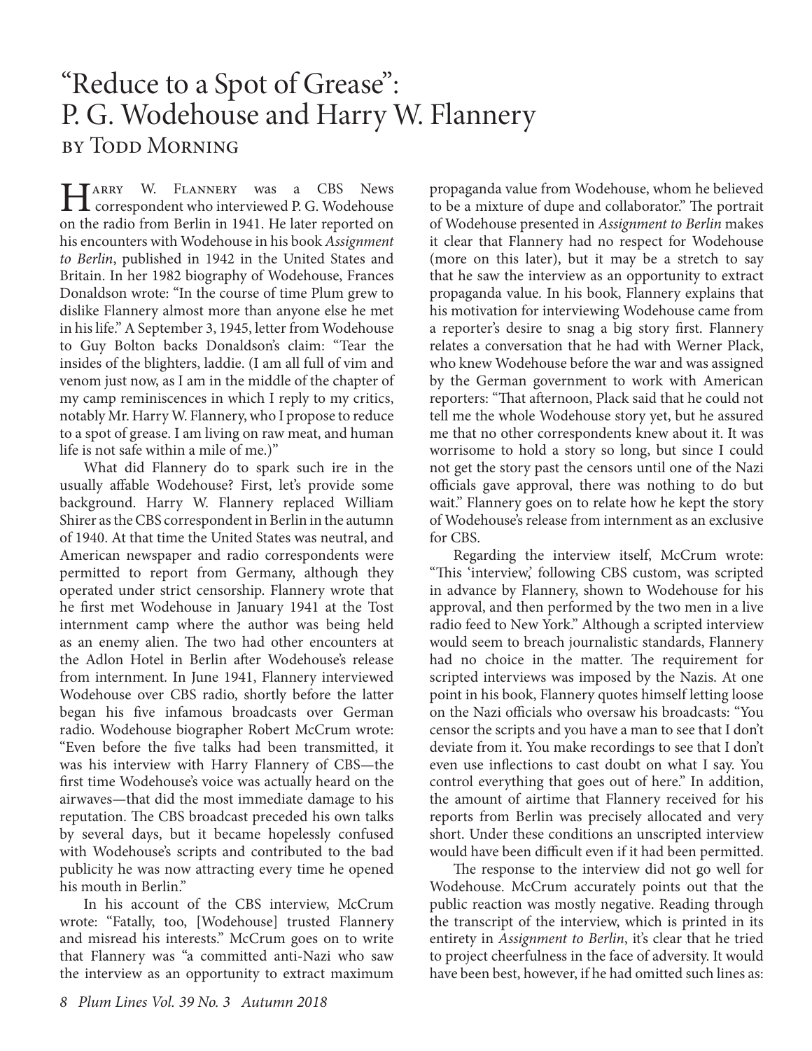# "Reduce to a Spot of Grease": P. G. Wodehouse and Harry W. Flannery

### by Todd Morning

Harry W. Flannery was a CBS News correspondent who interviewed P. G. Wodehouse on the radio from Berlin in 1941. He later reported on his encounters with Wodehouse in his book *Assignment to Berlin*, published in 1942 in the United States and Britain. In her 1982 biography of Wodehouse, Frances Donaldson wrote: "In the course of time Plum grew to dislike Flannery almost more than anyone else he met in his life." A September 3, 1945, letter from Wodehouse to Guy Bolton backs Donaldson's claim: "Tear the insides of the blighters, laddie. (I am all full of vim and venom just now, as I am in the middle of the chapter of my camp reminiscences in which I reply to my critics, notably Mr. Harry W. Flannery, who I propose to reduce to a spot of grease. I am living on raw meat, and human life is not safe within a mile of me.)"

What did Flannery do to spark such ire in the usually affable Wodehouse? First, let's provide some background. Harry W. Flannery replaced William Shirer as the CBS correspondent in Berlin in the autumn of 1940. At that time the United States was neutral, and American newspaper and radio correspondents were permitted to report from Germany, although they operated under strict censorship. Flannery wrote that he first met Wodehouse in January 1941 at the Tost internment camp where the author was being held as an enemy alien. The two had other encounters at the Adlon Hotel in Berlin after Wodehouse's release from internment. In June 1941, Flannery interviewed Wodehouse over CBS radio, shortly before the latter began his five infamous broadcasts over German radio. Wodehouse biographer Robert McCrum wrote: "Even before the five talks had been transmitted, it was his interview with Harry Flannery of CBS—the first time Wodehouse's voice was actually heard on the airwaves—that did the most immediate damage to his reputation. The CBS broadcast preceded his own talks by several days, but it became hopelessly confused with Wodehouse's scripts and contributed to the bad publicity he was now attracting every time he opened his mouth in Berlin."

In his account of the CBS interview, McCrum wrote: "Fatally, too, [Wodehouse] trusted Flannery and misread his interests." McCrum goes on to write that Flannery was "a committed anti-Nazi who saw the interview as an opportunity to extract maximum propaganda value from Wodehouse, whom he believed to be a mixture of dupe and collaborator." The portrait of Wodehouse presented in *Assignment to Berlin* makes it clear that Flannery had no respect for Wodehouse (more on this later), but it may be a stretch to say that he saw the interview as an opportunity to extract propaganda value. In his book, Flannery explains that his motivation for interviewing Wodehouse came from a reporter's desire to snag a big story first. Flannery relates a conversation that he had with Werner Plack, who knew Wodehouse before the war and was assigned by the German government to work with American reporters: "That afternoon, Plack said that he could not tell me the whole Wodehouse story yet, but he assured me that no other correspondents knew about it. It was worrisome to hold a story so long, but since I could not get the story past the censors until one of the Nazi officials gave approval, there was nothing to do but wait." Flannery goes on to relate how he kept the story of Wodehouse's release from internment as an exclusive for CBS.

Regarding the interview itself, McCrum wrote: "This 'interview,' following CBS custom, was scripted in advance by Flannery, shown to Wodehouse for his approval, and then performed by the two men in a live radio feed to New York." Although a scripted interview would seem to breach journalistic standards, Flannery had no choice in the matter. The requirement for scripted interviews was imposed by the Nazis. At one point in his book, Flannery quotes himself letting loose on the Nazi officials who oversaw his broadcasts: "You censor the scripts and you have a man to see that I don't deviate from it. You make recordings to see that I don't even use inflections to cast doubt on what I say. You control everything that goes out of here." In addition, the amount of airtime that Flannery received for his reports from Berlin was precisely allocated and very short. Under these conditions an unscripted interview would have been difficult even if it had been permitted.

The response to the interview did not go well for Wodehouse. McCrum accurately points out that the public reaction was mostly negative. Reading through the transcript of the interview, which is printed in its entirety in *Assignment to Berlin*, it's clear that he tried to project cheerfulness in the face of adversity. It would have been best, however, if he had omitted such lines as: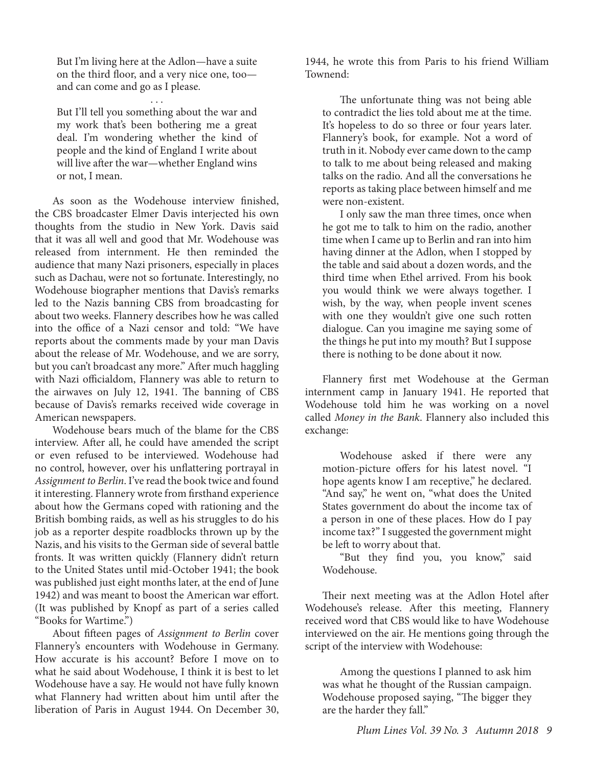> But I'm living here at the Adlon—have a suite on the third floor, and a very nice one, too—and can come and go as I please.
>
> . . .
>
> But I'll tell you something about the war and my work that's been bothering me a great deal. I'm wondering whether the kind of people and the kind of England I write about will live after the war—whether England wins or not, I mean.

As soon as the Wodehouse interview finished, the CBS broadcaster Elmer Davis interjected his own thoughts from the studio in New York. Davis said that it was all well and good that Mr. Wodehouse was released from internment. He then reminded the audience that many Nazi prisoners, especially in places such as Dachau, were not so fortunate. Interestingly, no Wodehouse biographer mentions that Davis's remarks led to the Nazis banning CBS from broadcasting for about two weeks. Flannery describes how he was called into the office of a Nazi censor and told: "We have reports about the comments made by your man Davis about the release of Mr. Wodehouse, and we are sorry, but you can't broadcast any more." After much haggling with Nazi officialdom, Flannery was able to return to the airwaves on July 12, 1941. The banning of CBS because of Davis's remarks received wide coverage in American newspapers.

Wodehouse bears much of the blame for the CBS interview. After all, he could have amended the script or even refused to be interviewed. Wodehouse had no control, however, over his unflattering portrayal in *Assignment to Berlin*. I've read the book twice and found it interesting. Flannery wrote from firsthand experience about how the Germans coped with rationing and the British bombing raids, as well as his struggles to do his job as a reporter despite roadblocks thrown up by the Nazis, and his visits to the German side of several battle fronts. It was written quickly (Flannery didn't return to the United States until mid-October 1941; the book was published just eight months later, at the end of June 1942) and was meant to boost the American war effort. (It was published by Knopf as part of a series called "Books for Wartime.")

About fifteen pages of *Assignment to Berlin* cover Flannery's encounters with Wodehouse in Germany. How accurate is his account? Before I move on to what he said about Wodehouse, I think it is best to let Wodehouse have a say. He would not have fully known what Flannery had written about him until after the liberation of Paris in August 1944. On December 30, 1944, he wrote this from Paris to his friend William Townend:

> The unfortunate thing was not being able to contradict the lies told about me at the time. It's hopeless to do so three or four years later. Flannery's book, for example. Not a word of truth in it. Nobody ever came down to the camp to talk to me about being released and making talks on the radio. And all the conversations he reports as taking place between himself and me were non-existent.
>
> I only saw the man three times, once when he got me to talk to him on the radio, another time when I came up to Berlin and ran into him having dinner at the Adlon, when I stopped by the table and said about a dozen words, and the third time when Ethel arrived. From his book you would think we were always together. I wish, by the way, when people invent scenes with one they wouldn't give one such rotten dialogue. Can you imagine me saying some of the things he put into my mouth? But I suppose there is nothing to be done about it now.

Flannery first met Wodehouse at the German internment camp in January 1941. He reported that Wodehouse told him he was working on a novel called *Money in the Bank*. Flannery also included this exchange:

> Wodehouse asked if there were any motion-picture offers for his latest novel. "I hope agents know I am receptive," he declared. "And say," he went on, "what does the United States government do about the income tax of a person in one of these places. How do I pay income tax?" I suggested the government might be left to worry about that.
>
> "But they find you, you know," said Wodehouse.

Their next meeting was at the Adlon Hotel after Wodehouse's release. After this meeting, Flannery received word that CBS would like to have Wodehouse interviewed on the air. He mentions going through the script of the interview with Wodehouse:

> Among the questions I planned to ask him was what he thought of the Russian campaign. Wodehouse proposed saying, "The bigger they are the harder they fall."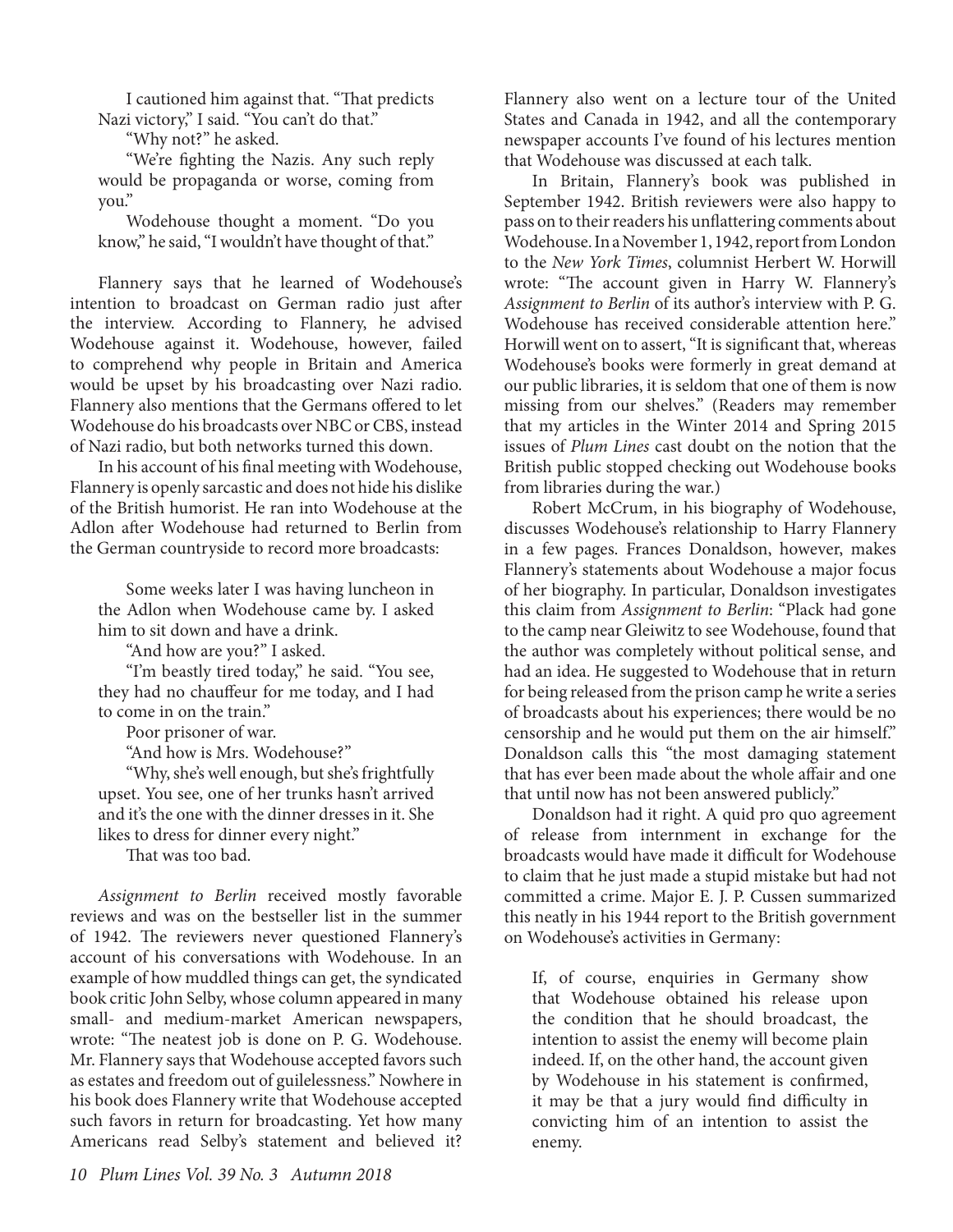I cautioned him against that. "That predicts Nazi victory," I said. "You can't do that."

"Why not?" he asked.

"We're fighting the Nazis. Any such reply would be propaganda or worse, coming from you."

Wodehouse thought a moment. "Do you know," he said, "I wouldn't have thought of that."

Flannery says that he learned of Wodehouse's intention to broadcast on German radio just after the interview. According to Flannery, he advised Wodehouse against it. Wodehouse, however, failed to comprehend why people in Britain and America would be upset by his broadcasting over Nazi radio. Flannery also mentions that the Germans offered to let Wodehouse do his broadcasts over NBC or CBS, instead of Nazi radio, but both networks turned this down.

In his account of his final meeting with Wodehouse, Flannery is openly sarcastic and does not hide his dislike of the British humorist. He ran into Wodehouse at the Adlon after Wodehouse had returned to Berlin from the German countryside to record more broadcasts:

> Some weeks later I was having luncheon in the Adlon when Wodehouse came by. I asked him to sit down and have a drink.
>
> "And how are you?" I asked.
>
> "I'm beastly tired today," he said. "You see, they had no chauffeur for me today, and I had to come in on the train."
>
> Poor prisoner of war.
>
> "And how is Mrs. Wodehouse?"
>
> "Why, she's well enough, but she's frightfully upset. You see, one of her trunks hasn't arrived and it's the one with the dinner dresses in it. She likes to dress for dinner every night."
>
> That was too bad.

*Assignment to Berlin* received mostly favorable reviews and was on the bestseller list in the summer of 1942. The reviewers never questioned Flannery's account of his conversations with Wodehouse. In an example of how muddled things can get, the syndicated book critic John Selby, whose column appeared in many small- and medium-market American newspapers, wrote: "The neatest job is done on P. G. Wodehouse. Mr. Flannery says that Wodehouse accepted favors such as estates and freedom out of guilelessness." Nowhere in his book does Flannery write that Wodehouse accepted such favors in return for broadcasting. Yet how many Americans read Selby's statement and believed it? Flannery also went on a lecture tour of the United States and Canada in 1942, and all the contemporary newspaper accounts I've found of his lectures mention that Wodehouse was discussed at each talk.

In Britain, Flannery's book was published in September 1942. British reviewers were also happy to pass on to their readers his unflattering comments about Wodehouse. In a November 1, 1942, report from London to the *New York Times*, columnist Herbert W. Horwill wrote: "The account given in Harry W. Flannery's *Assignment to Berlin* of its author's interview with P. G. Wodehouse has received considerable attention here." Horwill went on to assert, "It is significant that, whereas Wodehouse's books were formerly in great demand at our public libraries, it is seldom that one of them is now missing from our shelves." (Readers may remember that my articles in the Winter 2014 and Spring 2015 issues of *Plum Lines* cast doubt on the notion that the British public stopped checking out Wodehouse books from libraries during the war.)

Robert McCrum, in his biography of Wodehouse, discusses Wodehouse's relationship to Harry Flannery in a few pages. Frances Donaldson, however, makes Flannery's statements about Wodehouse a major focus of her biography. In particular, Donaldson investigates this claim from *Assignment to Berlin*: "Plack had gone to the camp near Gleiwitz to see Wodehouse, found that the author was completely without political sense, and had an idea. He suggested to Wodehouse that in return for being released from the prison camp he write a series of broadcasts about his experiences; there would be no censorship and he would put them on the air himself." Donaldson calls this "the most damaging statement that has ever been made about the whole affair and one that until now has not been answered publicly."

Donaldson had it right. A quid pro quo agreement of release from internment in exchange for the broadcasts would have made it difficult for Wodehouse to claim that he just made a stupid mistake but had not committed a crime. Major E. J. P. Cussen summarized this neatly in his 1944 report to the British government on Wodehouse's activities in Germany:

> If, of course, enquiries in Germany show that Wodehouse obtained his release upon the condition that he should broadcast, the intention to assist the enemy will become plain indeed. If, on the other hand, the account given by Wodehouse in his statement is confirmed, it may be that a jury would find difficulty in convicting him of an intention to assist the enemy.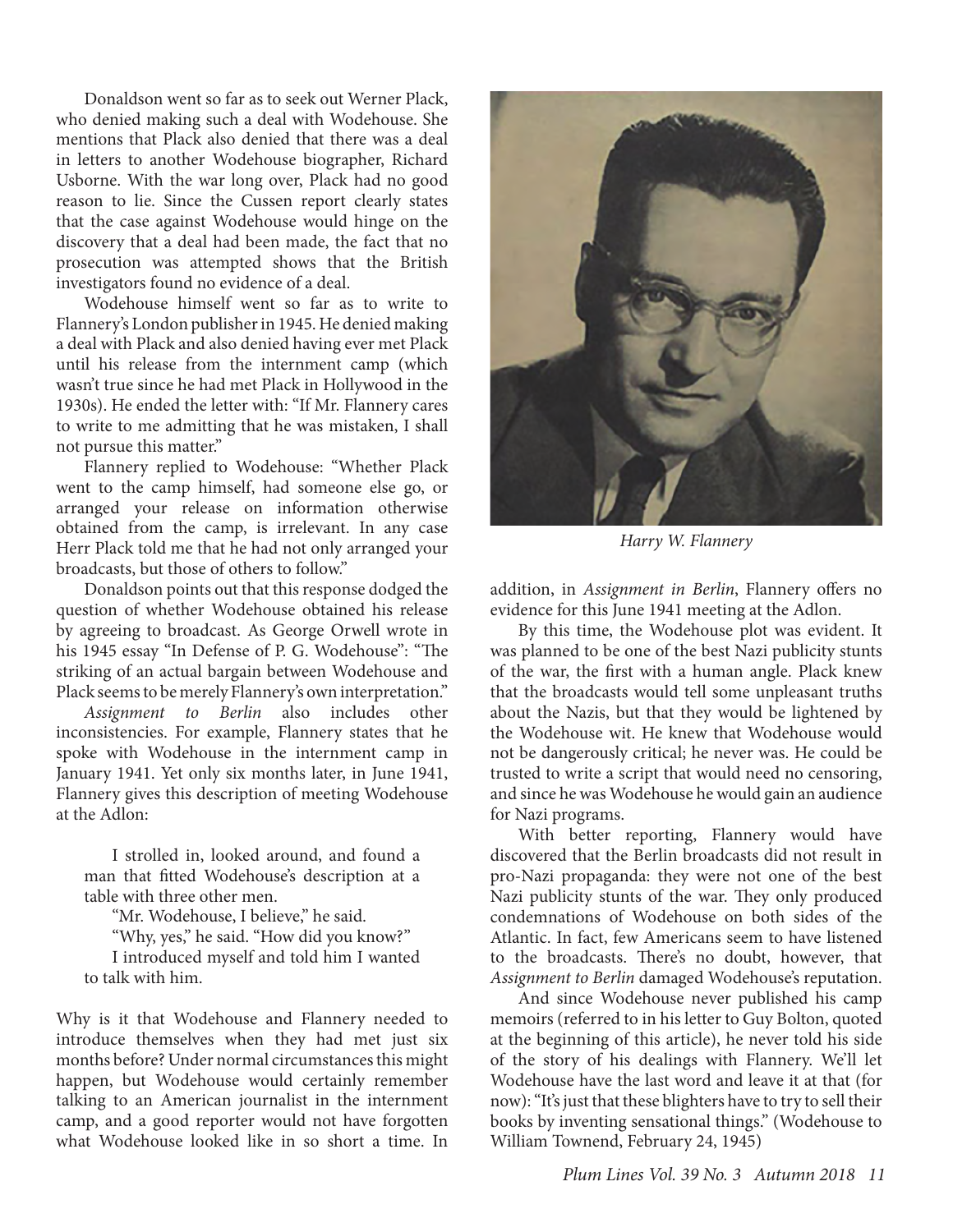Donaldson went so far as to seek out Werner Plack, who denied making such a deal with Wodehouse. She mentions that Plack also denied that there was a deal in letters to another Wodehouse biographer, Richard Usborne. With the war long over, Plack had no good reason to lie. Since the Cussen report clearly states that the case against Wodehouse would hinge on the discovery that a deal had been made, the fact that no prosecution was attempted shows that the British investigators found no evidence of a deal.

Wodehouse himself went so far as to write to Flannery's London publisher in 1945. He denied making a deal with Plack and also denied having ever met Plack until his release from the internment camp (which wasn't true since he had met Plack in Hollywood in the 1930s). He ended the letter with: "If Mr. Flannery cares to write to me admitting that he was mistaken, I shall not pursue this matter."

Flannery replied to Wodehouse: "Whether Plack went to the camp himself, had someone else go, or arranged your release on information otherwise obtained from the camp, is irrelevant. In any case Herr Plack told me that he had not only arranged your broadcasts, but those of others to follow."

Donaldson points out that this response dodged the question of whether Wodehouse obtained his release by agreeing to broadcast. As George Orwell wrote in his 1945 essay "In Defense of P. G. Wodehouse": "The striking of an actual bargain between Wodehouse and Plack seems to be merely Flannery's own interpretation."

*Assignment to Berlin* also includes other inconsistencies. For example, Flannery states that he spoke with Wodehouse in the internment camp in January 1941. Yet only six months later, in June 1941, Flannery gives this description of meeting Wodehouse at the Adlon:

> I strolled in, looked around, and found a man that fitted Wodehouse's description at a table with three other men.
>
> "Mr. Wodehouse, I believe," he said.
>
> "Why, yes," he said. "How did you know?"
>
> I introduced myself and told him I wanted to talk with him.

Why is it that Wodehouse and Flannery needed to introduce themselves when they had met just six months before? Under normal circumstances this might happen, but Wodehouse would certainly remember talking to an American journalist in the internment camp, and a good reporter would not have forgotten what Wodehouse looked like in so short a time. In addition, in *Assignment in Berlin*, Flannery offers no evidence for this June 1941 meeting at the Adlon.

*Harry W. Flannery*

By this time, the Wodehouse plot was evident. It was planned to be one of the best Nazi publicity stunts of the war, the first with a human angle. Plack knew that the broadcasts would tell some unpleasant truths about the Nazis, but that they would be lightened by the Wodehouse wit. He knew that Wodehouse would not be dangerously critical; he never was. He could be trusted to write a script that would need no censoring, and since he was Wodehouse he would gain an audience for Nazi programs.

With better reporting, Flannery would have discovered that the Berlin broadcasts did not result in pro-Nazi propaganda: they were not one of the best Nazi publicity stunts of the war. They only produced condemnations of Wodehouse on both sides of the Atlantic. In fact, few Americans seem to have listened to the broadcasts. There's no doubt, however, that *Assignment to Berlin* damaged Wodehouse's reputation.

And since Wodehouse never published his camp memoirs (referred to in his letter to Guy Bolton, quoted at the beginning of this article), he never told his side of the story of his dealings with Flannery. We'll let Wodehouse have the last word and leave it at that (for now): "It's just that these blighters have to try to sell their books by inventing sensational things." (Wodehouse to William Townend, February 24, 1945)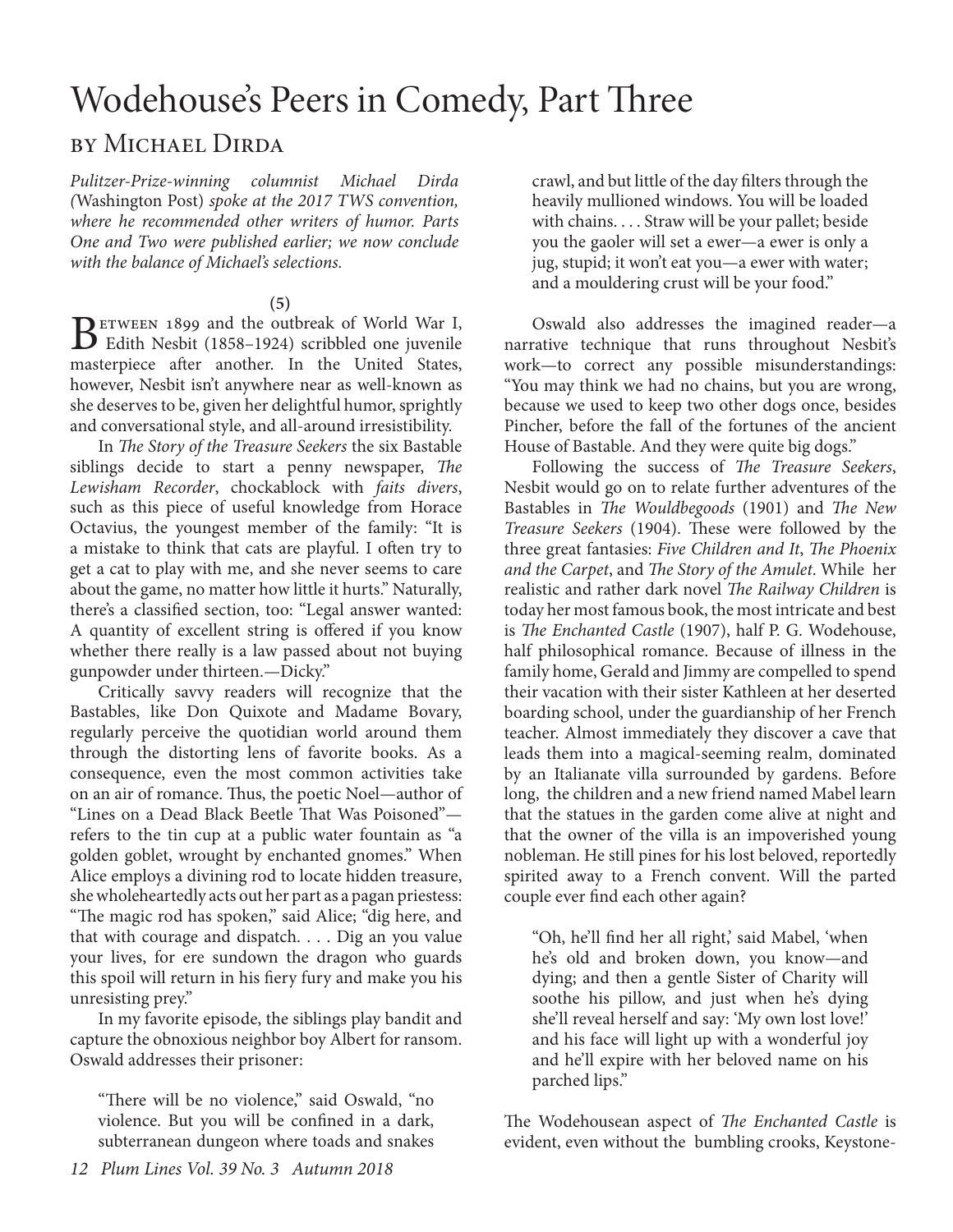# Wodehouse's Peers in Comedy, Part Three

## by Michael Dirda

*Pulitzer-Prize-winning columnist Michael Dirda (*Washington Post*) spoke at the 2017 TWS convention, where he recommended other writers of humor. Parts One and Two were published earlier; we now conclude with the balance of Michael's selections.*

(5)

Between 1899 and the outbreak of World War I, Edith Nesbit (1858–1924) scribbled one juvenile masterpiece after another. In the United States, however, Nesbit isn't anywhere near as well-known as she deserves to be, given her delightful humor, sprightly and conversational style, and all-around irresistibility.

In *The Story of the Treasure Seekers* the six Bastable siblings decide to start a penny newspaper, *The Lewisham Recorder*, chockablock with *faits divers*, such as this piece of useful knowledge from Horace Octavius, the youngest member of the family: "It is a mistake to think that cats are playful. I often try to get a cat to play with me, and she never seems to care about the game, no matter how little it hurts." Naturally, there's a classified section, too: "Legal answer wanted: A quantity of excellent string is offered if you know whether there really is a law passed about not buying gunpowder under thirteen.—Dicky."

Critically savvy readers will recognize that the Bastables, like Don Quixote and Madame Bovary, regularly perceive the quotidian world around them through the distorting lens of favorite books. As a consequence, even the most common activities take on an air of romance. Thus, the poetic Noel—author of "Lines on a Dead Black Beetle That Was Poisoned"—refers to the tin cup at a public water fountain as "a golden goblet, wrought by enchanted gnomes." When Alice employs a divining rod to locate hidden treasure, she wholeheartedly acts out her part as a pagan priestess: "The magic rod has spoken," said Alice; "dig here, and that with courage and dispatch. . . . Dig an you value your lives, for ere sundown the dragon who guards this spoil will return in his fiery fury and make you his unresisting prey."

In my favorite episode, the siblings play bandit and capture the obnoxious neighbor boy Albert for ransom. Oswald addresses their prisoner:

> "There will be no violence," said Oswald, "no violence. But you will be confined in a dark, subterranean dungeon where toads and snakes crawl, and but little of the day filters through the heavily mullioned windows. You will be loaded with chains. . . . Straw will be your pallet; beside you the gaoler will set a ewer—a ewer is only a jug, stupid; it won't eat you—a ewer with water; and a mouldering crust will be your food."

Oswald also addresses the imagined reader—a narrative technique that runs throughout Nesbit's work—to correct any possible misunderstandings: "You may think we had no chains, but you are wrong, because we used to keep two other dogs once, besides Pincher, before the fall of the fortunes of the ancient House of Bastable. And they were quite big dogs."

Following the success of *The Treasure Seekers*, Nesbit would go on to relate further adventures of the Bastables in *The Wouldbegoods* (1901) and *The New Treasure Seekers* (1904). These were followed by the three great fantasies: *Five Children and It*, *The Phoenix and the Carpet*, and *The Story of the Amulet*. While her realistic and rather dark novel *The Railway Children* is today her most famous book, the most intricate and best is *The Enchanted Castle* (1907), half P. G. Wodehouse, half philosophical romance. Because of illness in the family home, Gerald and Jimmy are compelled to spend their vacation with their sister Kathleen at her deserted boarding school, under the guardianship of her French teacher. Almost immediately they discover a cave that leads them into a magical-seeming realm, dominated by an Italianate villa surrounded by gardens. Before long, the children and a new friend named Mabel learn that the statues in the garden come alive at night and that the owner of the villa is an impoverished young nobleman. He still pines for his lost beloved, reportedly spirited away to a French convent. Will the parted couple ever find each other again?

> "Oh, he'll find her all right,' said Mabel, 'when he's old and broken down, you know—and dying; and then a gentle Sister of Charity will soothe his pillow, and just when he's dying she'll reveal herself and say: 'My own lost love!' and his face will light up with a wonderful joy and he'll expire with her beloved name on his parched lips."

The Wodehousean aspect of *The Enchanted Castle* is evident, even without the bumbling crooks, Keystone-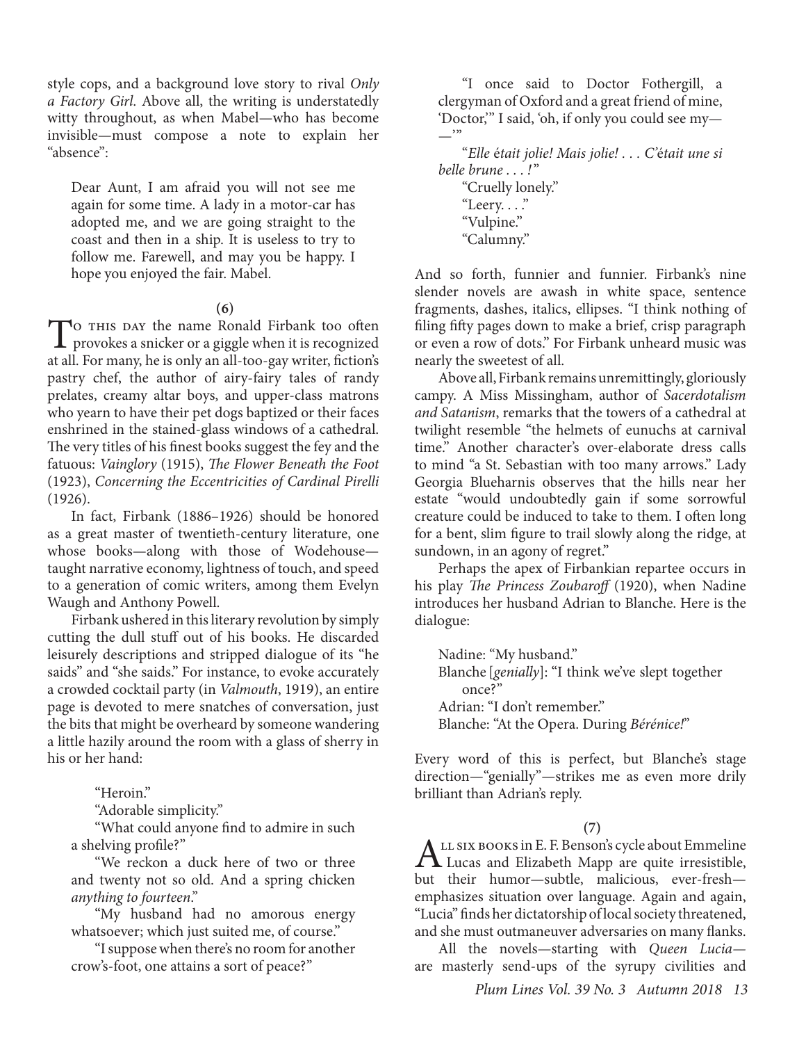style cops, and a background love story to rival *Only a Factory Girl*. Above all, the writing is understatedly witty throughout, as when Mabel—who has become invisible—must compose a note to explain her "absence":

> Dear Aunt, I am afraid you will not see me again for some time. A lady in a motor-car has adopted me, and we are going straight to the coast and then in a ship. It is useless to try to follow me. Farewell, and may you be happy. I hope you enjoyed the fair. Mabel.

(6)

To this day the name Ronald Firbank too often provokes a snicker or a giggle when it is recognized at all. For many, he is only an all-too-gay writer, fiction's pastry chef, the author of airy-fairy tales of randy prelates, creamy altar boys, and upper-class matrons who yearn to have their pet dogs baptized or their faces enshrined in the stained-glass windows of a cathedral. The very titles of his finest books suggest the fey and the fatuous: *Vainglory* (1915), *The Flower Beneath the Foot* (1923), *Concerning the Eccentricities of Cardinal Pirelli* (1926).

In fact, Firbank (1886–1926) should be honored as a great master of twentieth-century literature, one whose books—along with those of Wodehouse—taught narrative economy, lightness of touch, and speed to a generation of comic writers, among them Evelyn Waugh and Anthony Powell.

Firbank ushered in this literary revolution by simply cutting the dull stuff out of his books. He discarded leisurely descriptions and stripped dialogue of its "he saids" and "she saids." For instance, to evoke accurately a crowded cocktail party (in *Valmouth*, 1919), an entire page is devoted to mere snatches of conversation, just the bits that might be overheard by someone wandering a little hazily around the room with a glass of sherry in his or her hand:

> "Heroin."
>
> "Adorable simplicity."
>
> "What could anyone find to admire in such a shelving profile?"
>
> "We reckon a duck here of two or three and twenty not so old. And a spring chicken *anything to fourteen*."
>
> "My husband had no amorous energy whatsoever; which just suited me, of course."
>
> "I suppose when there's no room for another crow's-foot, one attains a sort of peace?"
>
> "I once said to Doctor Fothergill, a clergyman of Oxford and a great friend of mine, 'Doctor,'" I said, 'oh, if only you could see my——'"
>
> "*Elle était jolie! Mais jolie! . . . C'était une si belle brune . . . !*"
>
> "Cruelly lonely."
>
> "Leery. . . ."
>
> "Vulpine."
>
> "Calumny."

And so forth, funnier and funnier. Firbank's nine slender novels are awash in white space, sentence fragments, dashes, italics, ellipses. "I think nothing of filing fifty pages down to make a brief, crisp paragraph or even a row of dots." For Firbank unheard music was nearly the sweetest of all.

Above all, Firbank remains unremittingly, gloriously campy. A Miss Missingham, author of *Sacerdotalism and Satanism*, remarks that the towers of a cathedral at twilight resemble "the helmets of eunuchs at carnival time." Another character's over-elaborate dress calls to mind "a St. Sebastian with too many arrows." Lady Georgia Blueharnis observes that the hills near her estate "would undoubtedly gain if some sorrowful creature could be induced to take to them. I often long for a bent, slim figure to trail slowly along the ridge, at sundown, in an agony of regret."

Perhaps the apex of Firbankian repartee occurs in his play *The Princess Zoubaroff* (1920), when Nadine introduces her husband Adrian to Blanche. Here is the dialogue:

> Nadine: "My husband."
>
> Blanche [*genially*]: "I think we've slept together once?"
>
> Adrian: "I don't remember."
>
> Blanche: "At the Opera. During *Bérénice!*"

Every word of this is perfect, but Blanche's stage direction—"genially"—strikes me as even more drily brilliant than Adrian's reply.

(7)

All six books in E. F. Benson's cycle about Emmeline Lucas and Elizabeth Mapp are quite irresistible, but their humor—subtle, malicious, ever-fresh—emphasizes situation over language. Again and again, "Lucia" finds her dictatorship of local society threatened, and she must outmaneuver adversaries on many flanks.

All the novels—starting with *Queen Lucia*—are masterly send-ups of the syrupy civilities and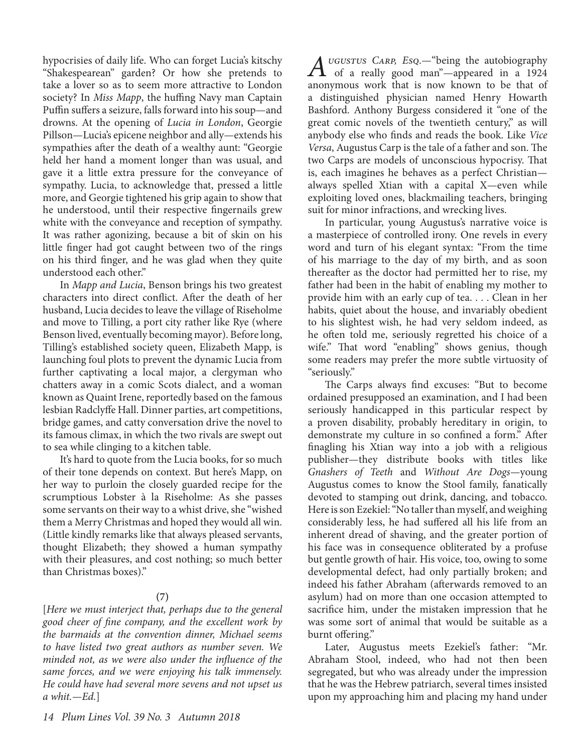hypocrisies of daily life. Who can forget Lucia's kitschy "Shakespearean" garden? Or how she pretends to take a lover so as to seem more attractive to London society? In *Miss Mapp*, the huffing Navy man Captain Puffin suffers a seizure, falls forward into his soup—and drowns. At the opening of *Lucia in London*, Georgie Pillson—Lucia's epicene neighbor and ally—extends his sympathies after the death of a wealthy aunt: "Georgie held her hand a moment longer than was usual, and gave it a little extra pressure for the conveyance of sympathy. Lucia, to acknowledge that, pressed a little more, and Georgie tightened his grip again to show that he understood, until their respective fingernails grew white with the conveyance and reception of sympathy. It was rather agonizing, because a bit of skin on his little finger had got caught between two of the rings on his third finger, and he was glad when they quite understood each other."

In *Mapp and Lucia*, Benson brings his two greatest characters into direct conflict. After the death of her husband, Lucia decides to leave the village of Riseholme and move to Tilling, a port city rather like Rye (where Benson lived, eventually becoming mayor). Before long, Tilling's established society queen, Elizabeth Mapp, is launching foul plots to prevent the dynamic Lucia from further captivating a local major, a clergyman who chatters away in a comic Scots dialect, and a woman known as Quaint Irene, reportedly based on the famous lesbian Radclyffe Hall. Dinner parties, art competitions, bridge games, and catty conversation drive the novel to its famous climax, in which the two rivals are swept out to sea while clinging to a kitchen table.

It's hard to quote from the Lucia books, for so much of their tone depends on context. But here's Mapp, on her way to purloin the closely guarded recipe for the scrumptious Lobster à la Riseholme: As she passes some servants on their way to a whist drive, she "wished them a Merry Christmas and hoped they would all win. (Little kindly remarks like that always pleased servants, thought Elizabeth; they showed a human sympathy with their pleasures, and cost nothing; so much better than Christmas boxes)."

(7)

[*Here we must interject that, perhaps due to the general good cheer of fine company, and the excellent work by the barmaids at the convention dinner, Michael seems to have listed two great authors as number seven. We minded not, as we were also under the influence of the same forces, and we were enjoying his talk immensely. He could have had several more sevens and not upset us a whit.—Ed.*]

*Augustus Carp, Esq.*—"being the autobiography of a really good man"—appeared in a 1924 anonymous work that is now known to be that of a distinguished physician named Henry Howarth Bashford. Anthony Burgess considered it "one of the great comic novels of the twentieth century," as will anybody else who finds and reads the book. Like *Vice Versa*, Augustus Carp is the tale of a father and son. The two Carps are models of unconscious hypocrisy. That is, each imagines he behaves as a perfect Christian—always spelled Xtian with a capital X—even while exploiting loved ones, blackmailing teachers, bringing suit for minor infractions, and wrecking lives.

In particular, young Augustus's narrative voice is a masterpiece of controlled irony. One revels in every word and turn of his elegant syntax: "From the time of his marriage to the day of my birth, and as soon thereafter as the doctor had permitted her to rise, my father had been in the habit of enabling my mother to provide him with an early cup of tea. . . . Clean in her habits, quiet about the house, and invariably obedient to his slightest wish, he had very seldom indeed, as he often told me, seriously regretted his choice of a wife." That word "enabling" shows genius, though some readers may prefer the more subtle virtuosity of "seriously."

The Carps always find excuses: "But to become ordained presupposed an examination, and I had been seriously handicapped in this particular respect by a proven disability, probably hereditary in origin, to demonstrate my culture in so confined a form." After finagling his Xtian way into a job with a religious publisher—they distribute books with titles like *Gnashers of Teeth* and *Without Are Dogs*—young Augustus comes to know the Stool family, fanatically devoted to stamping out drink, dancing, and tobacco. Here is son Ezekiel: "No taller than myself, and weighing considerably less, he had suffered all his life from an inherent dread of shaving, and the greater portion of his face was in consequence obliterated by a profuse but gentle growth of hair. His voice, too, owing to some developmental defect, had only partially broken; and indeed his father Abraham (afterwards removed to an asylum) had on more than one occasion attempted to sacrifice him, under the mistaken impression that he was some sort of animal that would be suitable as a burnt offering."

Later, Augustus meets Ezekiel's father: "Mr. Abraham Stool, indeed, who had not then been segregated, but who was already under the impression that he was the Hebrew patriarch, several times insisted upon my approaching him and placing my hand under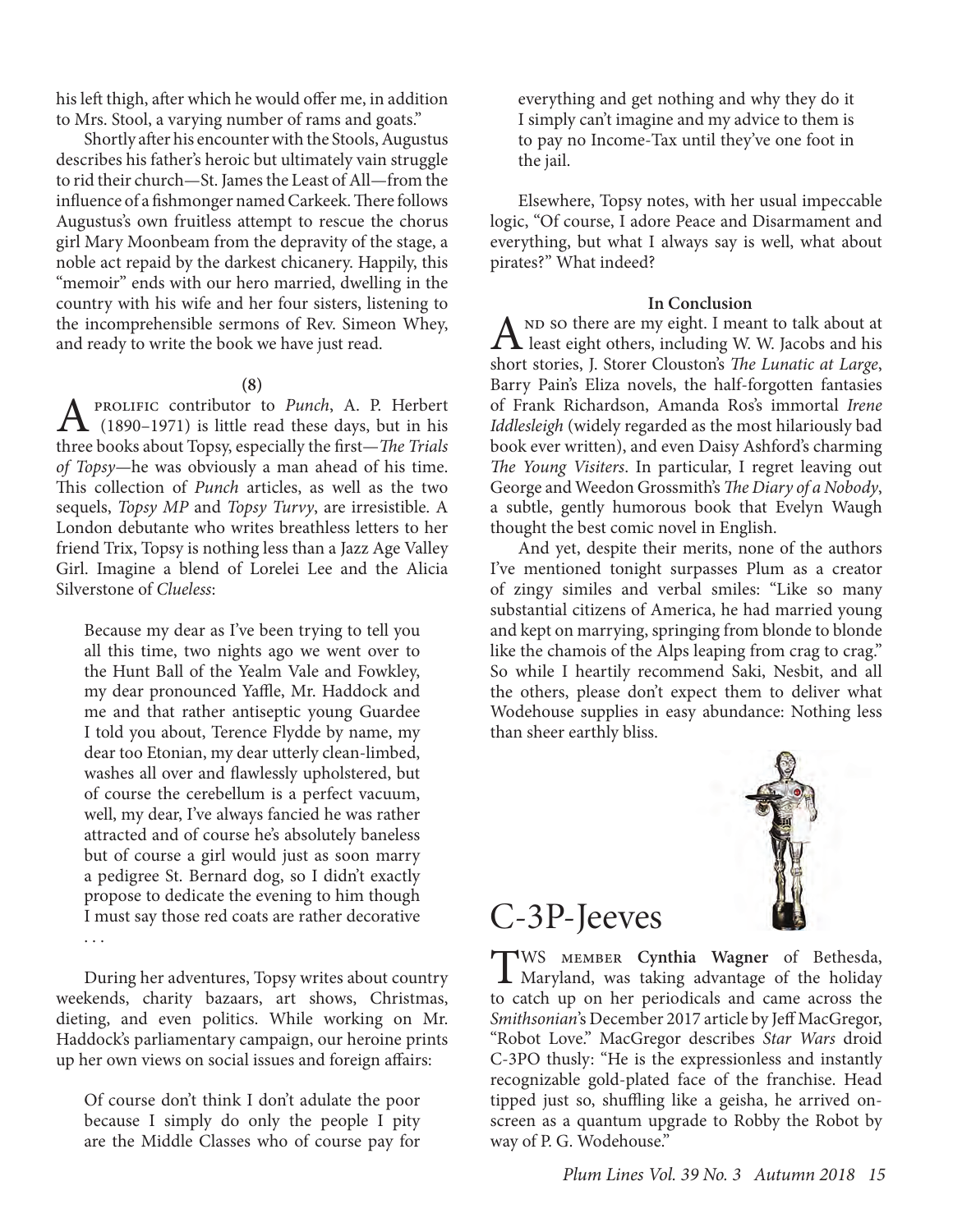his left thigh, after which he would offer me, in addition to Mrs. Stool, a varying number of rams and goats."

Shortly after his encounter with the Stools, Augustus describes his father's heroic but ultimately vain struggle to rid their church—St. James the Least of All—from the influence of a fishmonger named Carkeek. There follows Augustus's own fruitless attempt to rescue the chorus girl Mary Moonbeam from the depravity of the stage, a noble act repaid by the darkest chicanery. Happily, this "memoir" ends with our hero married, dwelling in the country with his wife and her four sisters, listening to the incomprehensible sermons of Rev. Simeon Whey, and ready to write the book we have just read.

**(8)**

A prolific contributor to *Punch*, A. P. Herbert (1890–1971) is little read these days, but in his three books about Topsy, especially the first—*The Trials of Topsy*—he was obviously a man ahead of his time. This collection of *Punch* articles, as well as the two sequels, *Topsy MP* and *Topsy Turvy*, are irresistible. A London debutante who writes breathless letters to her friend Trix, Topsy is nothing less than a Jazz Age Valley Girl. Imagine a blend of Lorelei Lee and the Alicia Silverstone of *Clueless*:

> Because my dear as I've been trying to tell you all this time, two nights ago we went over to the Hunt Ball of the Yealm Vale and Fowkley, my dear pronounced Yaffle, Mr. Haddock and me and that rather antiseptic young Guardee I told you about, Terence Flydde by name, my dear too Etonian, my dear utterly clean-limbed, washes all over and flawlessly upholstered, but of course the cerebellum is a perfect vacuum, well, my dear, I've always fancied he was rather attracted and of course he's absolutely baneless but of course a girl would just as soon marry a pedigree St. Bernard dog, so I didn't exactly propose to dedicate the evening to him though I must say those red coats are rather decorative . . .

During her adventures, Topsy writes about country weekends, charity bazaars, art shows, Christmas, dieting, and even politics. While working on Mr. Haddock's parliamentary campaign, our heroine prints up her own views on social issues and foreign affairs:

> Of course don't think I don't adulate the poor because I simply do only the people I pity are the Middle Classes who of course pay for everything and get nothing and why they do it I simply can't imagine and my advice to them is to pay no Income-Tax until they've one foot in the jail.

Elsewhere, Topsy notes, with her usual impeccable logic, "Of course, I adore Peace and Disarmament and everything, but what I always say is well, what about pirates?" What indeed?

**In Conclusion**

And so there are my eight. I meant to talk about at least eight others, including W. W. Jacobs and his short stories, J. Storer Clouston's *The Lunatic at Large*, Barry Pain's Eliza novels, the half-forgotten fantasies of Frank Richardson, Amanda Ros's immortal *Irene Iddlesleigh* (widely regarded as the most hilariously bad book ever written), and even Daisy Ashford's charming *The Young Visiters*. In particular, I regret leaving out George and Weedon Grossmith's *The Diary of a Nobody*, a subtle, gently humorous book that Evelyn Waugh thought the best comic novel in English.

And yet, despite their merits, none of the authors I've mentioned tonight surpasses Plum as a creator of zingy similes and verbal smiles: "Like so many substantial citizens of America, he had married young and kept on marrying, springing from blonde to blonde like the chamois of the Alps leaping from crag to crag." So while I heartily recommend Saki, Nesbit, and all the others, please don't expect them to deliver what Wodehouse supplies in easy abundance: Nothing less than sheer earthly bliss.

# C-3P-Jeeves

TWS member **Cynthia Wagner** of Bethesda, Maryland, was taking advantage of the holiday to catch up on her periodicals and came across the *Smithsonian*'s December 2017 article by Jeff MacGregor, "Robot Love." MacGregor describes *Star Wars* droid C-3PO thusly: "He is the expressionless and instantly recognizable gold-plated face of the franchise. Head tipped just so, shuffling like a geisha, he arrived on-screen as a quantum upgrade to Robby the Robot by way of P. G. Wodehouse."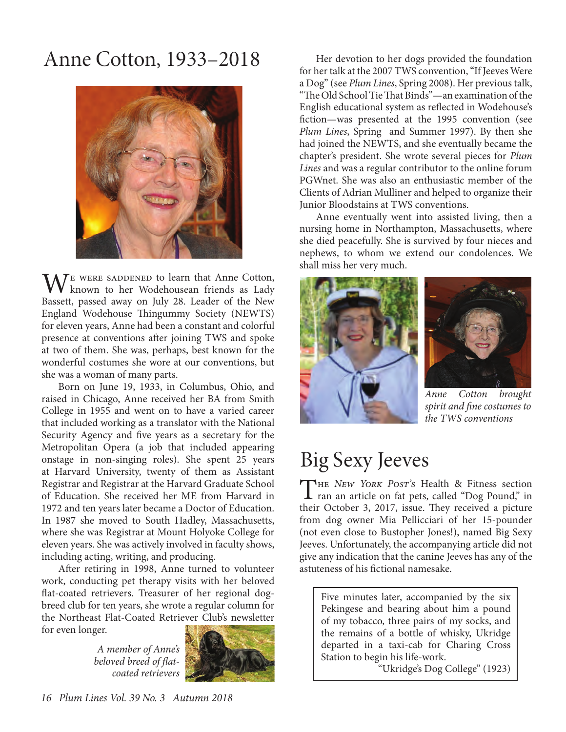# Anne Cotton, 1933–2018

We were saddened to learn that Anne Cotton, known to her Wodehousean friends as Lady Bassett, passed away on July 28. Leader of the New England Wodehouse Thingummy Society (NEWTS) for eleven years, Anne had been a constant and colorful presence at conventions after joining TWS and spoke at two of them. She was, perhaps, best known for the wonderful costumes she wore at our conventions, but she was a woman of many parts.

Born on June 19, 1933, in Columbus, Ohio, and raised in Chicago, Anne received her BA from Smith College in 1955 and went on to have a varied career that included working as a translator with the National Security Agency and five years as a secretary for the Metropolitan Opera (a job that included appearing onstage in non-singing roles). She spent 25 years at Harvard University, twenty of them as Assistant Registrar and Registrar at the Harvard Graduate School of Education. She received her ME from Harvard in 1972 and ten years later became a Doctor of Education. In 1987 she moved to South Hadley, Massachusetts, where she was Registrar at Mount Holyoke College for eleven years. She was actively involved in faculty shows, including acting, writing, and producing.

After retiring in 1998, Anne turned to volunteer work, conducting pet therapy visits with her beloved flat-coated retrievers. Treasurer of her regional dog-breed club for ten years, she wrote a regular column for the Northeast Flat-Coated Retriever Club's newsletter for even longer.

*A member of Anne's beloved breed of flat-coated retrievers*

Her devotion to her dogs provided the foundation for her talk at the 2007 TWS convention, "If Jeeves Were a Dog" (see *Plum Lines*, Spring 2008). Her previous talk, "The Old School Tie That Binds"—an examination of the English educational system as reflected in Wodehouse's fiction—was presented at the 1995 convention (see *Plum Lines*, Spring and Summer 1997). By then she had joined the NEWTS, and she eventually became the chapter's president. She wrote several pieces for *Plum Lines* and was a regular contributor to the online forum PGWnet. She was also an enthusiastic member of the Clients of Adrian Mulliner and helped to organize their Junior Bloodstains at TWS conventions.

Anne eventually went into assisted living, then a nursing home in Northampton, Massachusetts, where she died peacefully. She is survived by four nieces and nephews, to whom we extend our condolences. We shall miss her very much.

*Anne Cotton brought spirit and fine costumes to the TWS conventions*

# Big Sexy Jeeves

The *New York Post's* Health & Fitness section ran an article on fat pets, called "Dog Pound," in their October 3, 2017, issue. They received a picture from dog owner Mia Pellicciari of her 15-pounder (not even close to Bustopher Jones!), named Big Sexy Jeeves. Unfortunately, the accompanying article did not give any indication that the canine Jeeves has any of the astuteness of his fictional namesake.

> Five minutes later, accompanied by the six Pekingese and bearing about him a pound of my tobacco, three pairs of my socks, and the remains of a bottle of whisky, Ukridge departed in a taxi-cab for Charing Cross Station to begin his life-work.
>
> "Ukridge's Dog College" (1923)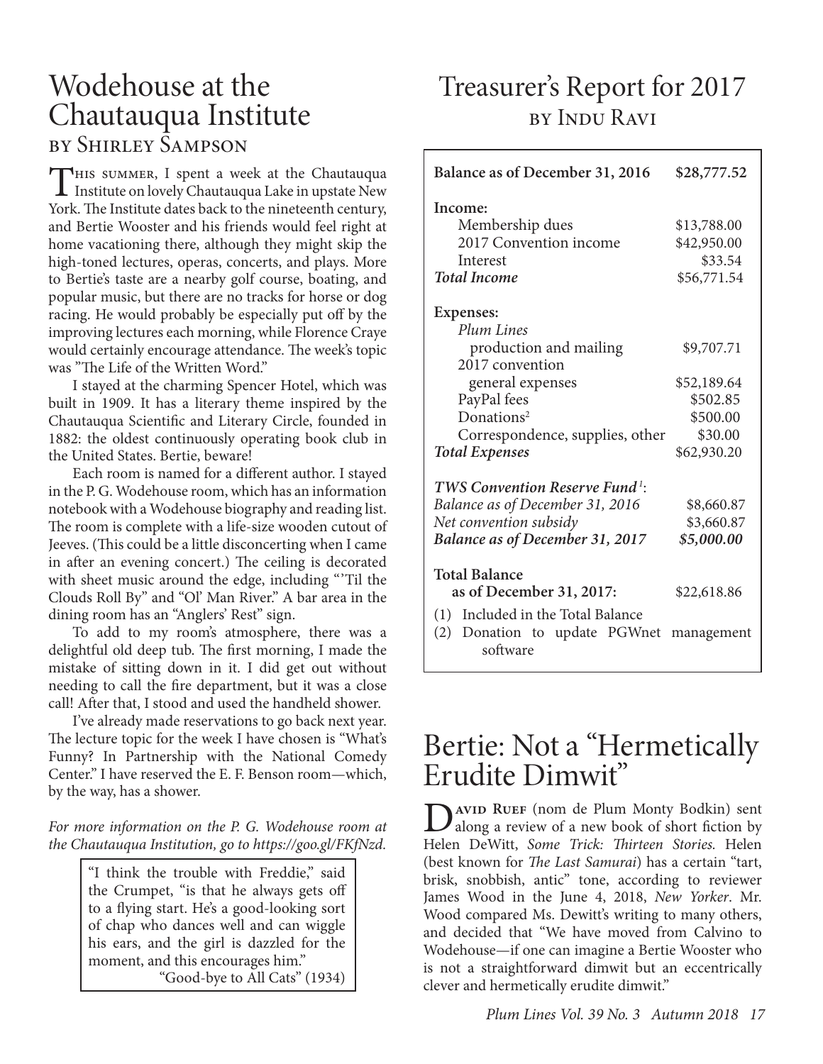# Wodehouse at the Chautauqua Institute

### by Shirley Sampson

This summer, I spent a week at the Chautauqua Institute on lovely Chautauqua Lake in upstate New York. The Institute dates back to the nineteenth century, and Bertie Wooster and his friends would feel right at home vacationing there, although they might skip the high-toned lectures, operas, concerts, and plays. More to Bertie's taste are a nearby golf course, boating, and popular music, but there are no tracks for horse or dog racing. He would probably be especially put off by the improving lectures each morning, while Florence Craye would certainly encourage attendance. The week's topic was "The Life of the Written Word."

I stayed at the charming Spencer Hotel, which was built in 1909. It has a literary theme inspired by the Chautauqua Scientific and Literary Circle, founded in 1882: the oldest continuously operating book club in the United States. Bertie, beware!

Each room is named for a different author. I stayed in the P. G. Wodehouse room, which has an information notebook with a Wodehouse biography and reading list. The room is complete with a life-size wooden cutout of Jeeves. (This could be a little disconcerting when I came in after an evening concert.) The ceiling is decorated with sheet music around the edge, including "'Til the Clouds Roll By" and "Ol' Man River." A bar area in the dining room has an "Anglers' Rest" sign.

To add to my room's atmosphere, there was a delightful old deep tub. The first morning, I made the mistake of sitting down in it. I did get out without needing to call the fire department, but it was a close call! After that, I stood and used the handheld shower.

I've already made reservations to go back next year. The lecture topic for the week I have chosen is "What's Funny? In Partnership with the National Comedy Center." I have reserved the E. F. Benson room—which, by the way, has a shower.

*For more information on the P. G. Wodehouse room at the Chautauqua Institution, go to https://goo.gl/FKfNzd.*

> "I think the trouble with Freddie," said the Crumpet, "is that he always gets off to a flying start. He's a good-looking sort of chap who dances well and can wiggle his ears, and the girl is dazzled for the moment, and this encourages him."
>
> "Good-bye to All Cats" (1934)

# Treasurer's Report for 2017

### by Indu Ravi

| | |
|---|---|
| **Balance as of December 31, 2016** | **$28,777.52** |
| **Income:** | |
| Membership dues | $13,788.00 |
| 2017 Convention income | $42,950.00 |
| Interest | $33.54 |
| ***Total Income*** | $56,771.54 |
| **Expenses:** | |
| *Plum Lines* production and mailing | $9,707.71 |
| 2017 convention general expenses | $52,189.64 |
| PayPal fees | $502.85 |
| Donations[2] | $500.00 |
| Correspondence, supplies, other | $30.00 |
| ***Total Expenses*** | $62,930.20 |
| ***TWS Convention Reserve Fund**[1]*: | |
| *Balance as of December 31, 2016* | $8,660.87 |
| *Net convention subsidy* | $3,660.87 |
| ***Balance as of December 31, 2017*** | ***$5,000.00*** |
| **Total Balance as of December 31, 2017:** | $22,618.86 |

(1) Included in the Total Balance
(2) Donation to update PGWnet management software

# Bertie: Not a "Hermetically Erudite Dimwit"

David Ruef (nom de Plum Monty Bodkin) sent along a review of a new book of short fiction by Helen DeWitt, *Some Trick: Thirteen Stories.* Helen (best known for *The Last Samurai*) has a certain "tart, brisk, snobbish, antic" tone, according to reviewer James Wood in the June 4, 2018, *New Yorker*. Mr. Wood compared Ms. Dewitt's writing to many others, and decided that "We have moved from Calvino to Wodehouse—if one can imagine a Bertie Wooster who is not a straightforward dimwit but an eccentrically clever and hermetically erudite dimwit."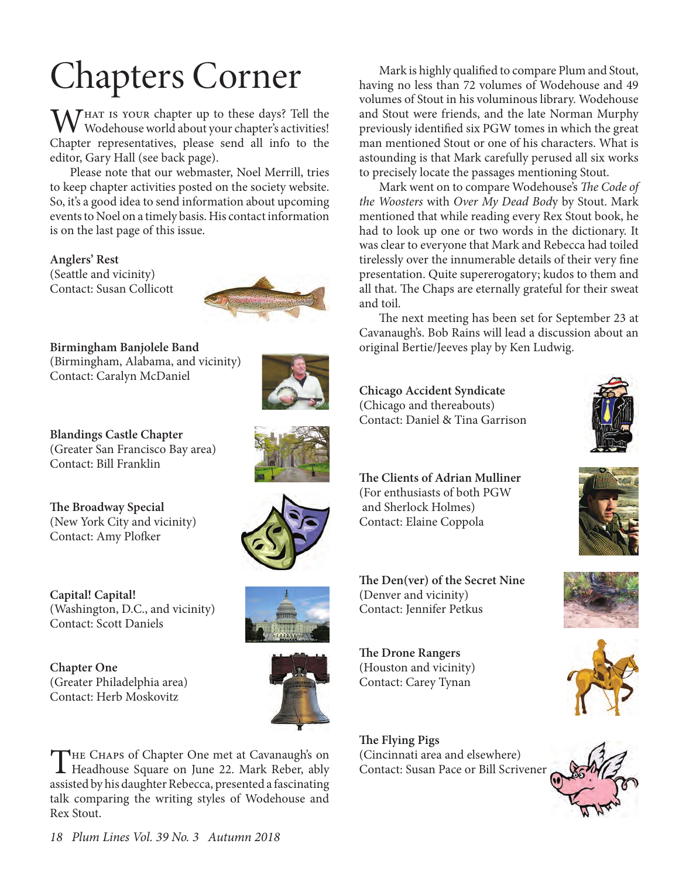# Chapters Corner

What is your chapter up to these days? Tell the Wodehouse world about your chapter's activities! Chapter representatives, please send all info to the editor, Gary Hall (see back page).

Please note that our webmaster, Noel Merrill, tries to keep chapter activities posted on the society website. So, it's a good idea to send information about upcoming events to Noel on a timely basis. His contact information is on the last page of this issue.

**Anglers' Rest**
(Seattle and vicinity)
Contact: Susan Collicott

**Birmingham Banjolele Band**
(Birmingham, Alabama, and vicinity)
Contact: Caralyn McDaniel

**Blandings Castle Chapter**
(Greater San Francisco Bay area)
Contact: Bill Franklin

**The Broadway Special**
(New York City and vicinity)
Contact: Amy Plofker

**Capital! Capital!**
(Washington, D.C., and vicinity)
Contact: Scott Daniels

**Chapter One**
(Greater Philadelphia area)
Contact: Herb Moskovitz

The Chaps of Chapter One met at Cavanaugh's on Headhouse Square on June 22. Mark Reber, ably assisted by his daughter Rebecca, presented a fascinating talk comparing the writing styles of Wodehouse and Rex Stout.

Mark is highly qualified to compare Plum and Stout, having no less than 72 volumes of Wodehouse and 49 volumes of Stout in his voluminous library. Wodehouse and Stout were friends, and the late Norman Murphy previously identified six PGW tomes in which the great man mentioned Stout or one of his characters. What is astounding is that Mark carefully perused all six works to precisely locate the passages mentioning Stout.

Mark went on to compare Wodehouse's *The Code of the Woosters* with *Over My Dead Body* by Stout. Mark mentioned that while reading every Rex Stout book, he had to look up one or two words in the dictionary. It was clear to everyone that Mark and Rebecca had toiled tirelessly over the innumerable details of their very fine presentation. Quite supererogatory; kudos to them and all that. The Chaps are eternally grateful for their sweat and toil.

The next meeting has been set for September 23 at Cavanaugh's. Bob Rains will lead a discussion about an original Bertie/Jeeves play by Ken Ludwig.

**Chicago Accident Syndicate**
(Chicago and thereabouts)
Contact: Daniel & Tina Garrison

**The Clients of Adrian Mulliner**
(For enthusiasts of both PGW and Sherlock Holmes)
Contact: Elaine Coppola

**The Den(ver) of the Secret Nine**
(Denver and vicinity)
Contact: Jennifer Petkus

**The Drone Rangers**
(Houston and vicinity)
Contact: Carey Tynan

**The Flying Pigs**
(Cincinnati area and elsewhere)
Contact: Susan Pace or Bill Scrivener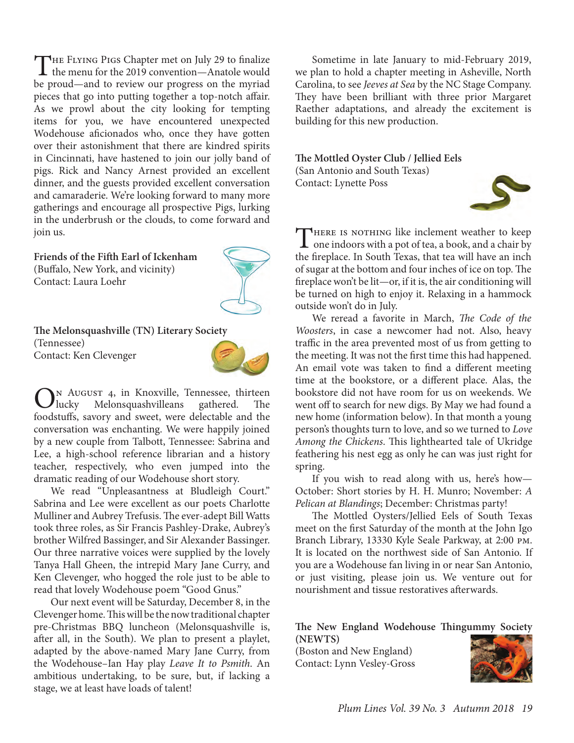The Flying Pigs Chapter met on July 29 to finalize the menu for the 2019 convention—Anatole would be proud—and to review our progress on the myriad pieces that go into putting together a top-notch affair. As we prowl about the city looking for tempting items for you, we have encountered unexpected Wodehouse aficionados who, once they have gotten over their astonishment that there are kindred spirits in Cincinnati, have hastened to join our jolly band of pigs. Rick and Nancy Arnest provided an excellent dinner, and the guests provided excellent conversation and camaraderie. We're looking forward to many more gatherings and encourage all prospective Pigs, lurking in the underbrush or the clouds, to come forward and join us.

**Friends of the Fifth Earl of Ickenham**
(Buffalo, New York, and vicinity)
Contact: Laura Loehr

**The Melonsquashville (TN) Literary Society**
(Tennessee)
Contact: Ken Clevenger

On August 4, in Knoxville, Tennessee, thirteen lucky Melonsquashvilleans gathered. The foodstuffs, savory and sweet, were delectable and the conversation was enchanting. We were happily joined by a new couple from Talbott, Tennessee: Sabrina and Lee, a high-school reference librarian and a history teacher, respectively, who even jumped into the dramatic reading of our Wodehouse short story.

We read "Unpleasantness at Bludleigh Court." Sabrina and Lee were excellent as our poets Charlotte Mulliner and Aubrey Trefusis. The ever-adept Bill Watts took three roles, as Sir Francis Pashley-Drake, Aubrey's brother Wilfred Bassinger, and Sir Alexander Bassinger. Our three narrative voices were supplied by the lovely Tanya Hall Gheen, the intrepid Mary Jane Curry, and Ken Clevenger, who hogged the role just to be able to read that lovely Wodehouse poem "Good Gnus."

Our next event will be Saturday, December 8, in the Clevenger home. This will be the now traditional chapter pre-Christmas BBQ luncheon (Melonsquashville is, after all, in the South). We plan to present a playlet, adapted by the above-named Mary Jane Curry, from the Wodehouse–Ian Hay play *Leave It to Psmith*. An ambitious undertaking, to be sure, but, if lacking a stage, we at least have loads of talent!

Sometime in late January to mid-February 2019, we plan to hold a chapter meeting in Asheville, North Carolina, to see *Jeeves at Sea* by the NC Stage Company. They have been brilliant with three prior Margaret Raether adaptations, and already the excitement is building for this new production.

**The Mottled Oyster Club / Jellied Eels**
(San Antonio and South Texas)
Contact: Lynette Poss

There is nothing like inclement weather to keep one indoors with a pot of tea, a book, and a chair by the fireplace. In South Texas, that tea will have an inch of sugar at the bottom and four inches of ice on top. The fireplace won't be lit—or, if it is, the air conditioning will be turned on high to enjoy it. Relaxing in a hammock outside won't do in July.

We reread a favorite in March, *The Code of the Woosters*, in case a newcomer had not. Also, heavy traffic in the area prevented most of us from getting to the meeting. It was not the first time this had happened. An email vote was taken to find a different meeting time at the bookstore, or a different place. Alas, the bookstore did not have room for us on weekends. We went off to search for new digs. By May we had found a new home (information below). In that month a young person's thoughts turn to love, and so we turned to *Love Among the Chickens*. This lighthearted tale of Ukridge feathering his nest egg as only he can was just right for spring.

If you wish to read along with us, here's how—October: Short stories by H. H. Munro; November: *A Pelican at Blandings*; December: Christmas party!

The Mottled Oysters/Jellied Eels of South Texas meet on the first Saturday of the month at the John Igo Branch Library, 13330 Kyle Seale Parkway, at 2:00 PM. It is located on the northwest side of San Antonio. If you are a Wodehouse fan living in or near San Antonio, or just visiting, please join us. We venture out for nourishment and tissue restoratives afterwards.

**The New England Wodehouse Thingummy Society (NEWTS)**
(Boston and New England)
Contact: Lynn Vesley-Gross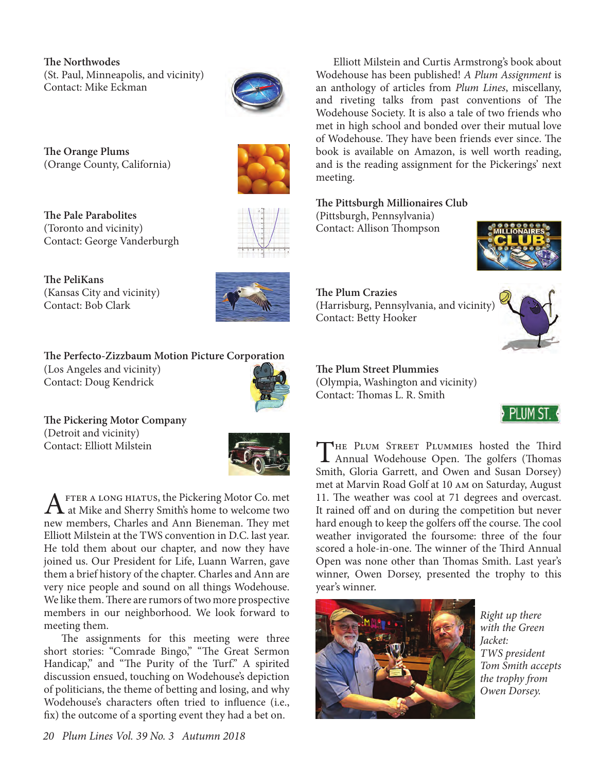**The Northwodes**
(St. Paul, Minneapolis, and vicinity)
Contact: Mike Eckman

**The Orange Plums**
(Orange County, California)

**The Pale Parabolites**
(Toronto and vicinity)
Contact: George Vanderburgh

**The PeliKans**
(Kansas City and vicinity)
Contact: Bob Clark

**The Perfecto-Zizzbaum Motion Picture Corporation**
(Los Angeles and vicinity)
Contact: Doug Kendrick

**The Pickering Motor Company**
(Detroit and vicinity)
Contact: Elliott Milstein

After a long hiatus, the Pickering Motor Co. met at Mike and Sherry Smith's home to welcome two new members, Charles and Ann Bieneman. They met Elliott Milstein at the TWS convention in D.C. last year. He told them about our chapter, and now they have joined us. Our President for Life, Luann Warren, gave them a brief history of the chapter. Charles and Ann are very nice people and sound on all things Wodehouse. We like them. There are rumors of two more prospective members in our neighborhood. We look forward to meeting them.

The assignments for this meeting were three short stories: "Comrade Bingo," "The Great Sermon Handicap," and "The Purity of the Turf." A spirited discussion ensued, touching on Wodehouse's depiction of politicians, the theme of betting and losing, and why Wodehouse's characters often tried to influence (i.e., fix) the outcome of a sporting event they had a bet on.

Elliott Milstein and Curtis Armstrong's book about Wodehouse has been published! *A Plum Assignment* is an anthology of articles from *Plum Lines*, miscellany, and riveting talks from past conventions of The Wodehouse Society. It is also a tale of two friends who met in high school and bonded over their mutual love of Wodehouse. They have been friends ever since. The book is available on Amazon, is well worth reading, and is the reading assignment for the Pickerings' next meeting.

**The Pittsburgh Millionaires Club**
(Pittsburgh, Pennsylvania)
Contact: Allison Thompson

**The Plum Crazies**
(Harrisburg, Pennsylvania, and vicinity)
Contact: Betty Hooker

**The Plum Street Plummies**
(Olympia, Washington and vicinity)
Contact: Thomas L. R. Smith

The Plum Street Plummies hosted the Third Annual Wodehouse Open. The golfers (Thomas Smith, Gloria Garrett, and Owen and Susan Dorsey) met at Marvin Road Golf at 10 AM on Saturday, August 11. The weather was cool at 71 degrees and overcast. It rained off and on during the competition but never hard enough to keep the golfers off the course. The cool weather invigorated the foursome: three of the four scored a hole-in-one. The winner of the Third Annual Open was none other than Thomas Smith. Last year's winner, Owen Dorsey, presented the trophy to this year's winner.

*Right up there with the Green Jacket: TWS president Tom Smith accepts the trophy from Owen Dorsey.*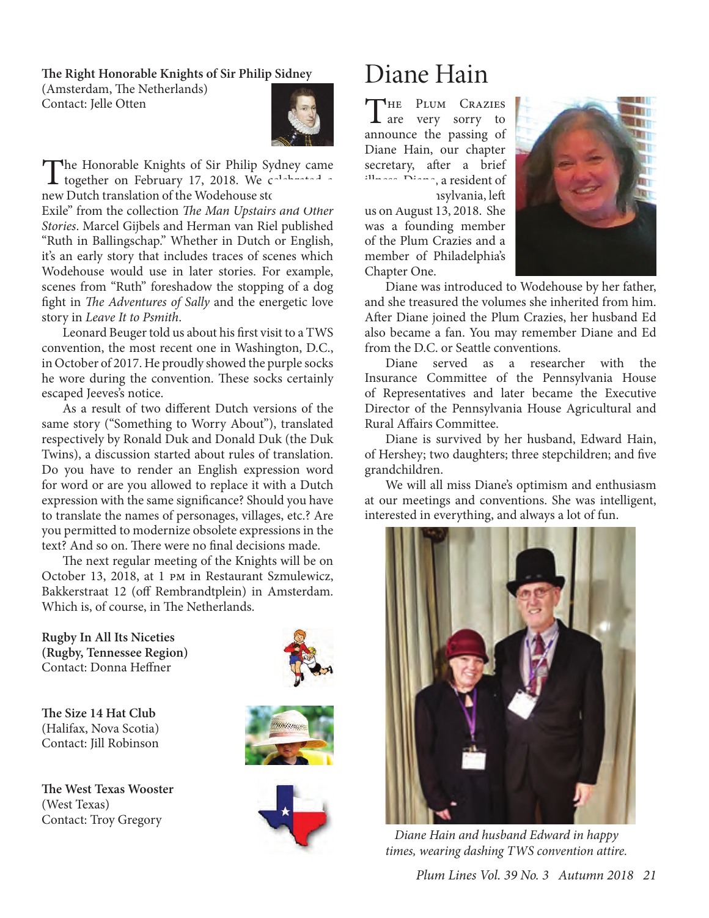**The Right Honorable Knights of Sir Philip Sidney**
(Amsterdam, The Netherlands)
Contact: Jelle Otten

The Honorable Knights of Sir Philip Sydney came together on February 17, 2018. We celebrated a new Dutch translation of the Wodehouse story "Ruth in Exile" from the collection *The Man Upstairs and Other Stories*. Marcel Gijbels and Herman van Riel published "Ruth in Ballingschap." Whether in Dutch or English, it's an early story that includes traces of scenes which Wodehouse would use in later stories. For example, scenes from "Ruth" foreshadow the stopping of a dog fight in *The Adventures of Sally* and the energetic love story in *Leave It to Psmith*.

Leonard Beuger told us about his first visit to a TWS convention, the most recent one in Washington, D.C., in October of 2017. He proudly showed the purple socks he wore during the convention. These socks certainly escaped Jeeves's notice.

As a result of two different Dutch versions of the same story ("Something to Worry About"), translated respectively by Ronald Duk and Donald Duk (the Duk Twins), a discussion started about rules of translation. Do you have to render an English expression word for word or are you allowed to replace it with a Dutch expression with the same significance? Should you have to translate the names of personages, villages, etc.? Are you permitted to modernize obsolete expressions in the text? And so on. There were no final decisions made.

The next regular meeting of the Knights will be on October 13, 2018, at 1 PM in Restaurant Szmulewicz, Bakkerstraat 12 (off Rembrandtplein) in Amsterdam. Which is, of course, in The Netherlands.

**Rugby In All Its Niceties (Rugby, Tennessee Region)**
Contact: Donna Heffner

**The Size 14 Hat Club**
(Halifax, Nova Scotia)
Contact: Jill Robinson

**The West Texas Wooster**
(West Texas)
Contact: Troy Gregory

# Diane Hain

The Plum Crazies are very sorry to announce the passing of Diane Hain, our chapter secretary, after a brief illness. Diane, a resident of Pennsylvania, left us on August 13, 2018. She was a founding member of the Plum Crazies and a member of Philadelphia's Chapter One.

Diane was introduced to Wodehouse by her father, and she treasured the volumes she inherited from him. After Diane joined the Plum Crazies, her husband Ed also became a fan. You may remember Diane and Ed from the D.C. or Seattle conventions.

Diane served as a researcher with the Insurance Committee of the Pennsylvania House of Representatives and later became the Executive Director of the Pennsylvania House Agricultural and Rural Affairs Committee.

Diane is survived by her husband, Edward Hain, of Hershey; two daughters; three stepchildren; and five grandchildren.

We will all miss Diane's optimism and enthusiasm at our meetings and conventions. She was intelligent, interested in everything, and always a lot of fun.

*Diane Hain and husband Edward in happy times, wearing dashing TWS convention attire.*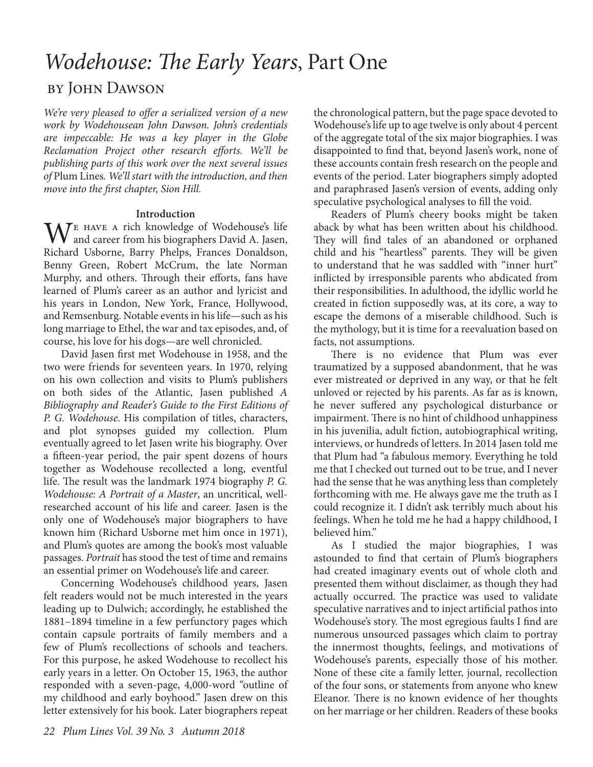# *Wodehouse: The Early Years*, Part One

## by John Dawson

*We're very pleased to offer a serialized version of a new work by Wodehousean John Dawson. John's credentials are impeccable: He was a key player in the Globe Reclamation Project other research efforts. We'll be publishing parts of this work over the next several issues of* Plum Lines*. We'll start with the introduction, and then move into the first chapter, Sion Hill.*

**Introduction**

We have a rich knowledge of Wodehouse's life and career from his biographers David A. Jasen, Richard Usborne, Barry Phelps, Frances Donaldson, Benny Green, Robert McCrum, the late Norman Murphy, and others. Through their efforts, fans have learned of Plum's career as an author and lyricist and his years in London, New York, France, Hollywood, and Remsenburg. Notable events in his life—such as his long marriage to Ethel, the war and tax episodes, and, of course, his love for his dogs—are well chronicled.

David Jasen first met Wodehouse in 1958, and the two were friends for seventeen years. In 1970, relying on his own collection and visits to Plum's publishers on both sides of the Atlantic, Jasen published *A Bibliography and Reader's Guide to the First Editions of P. G. Wodehouse*. His compilation of titles, characters, and plot synopses guided my collection. Plum eventually agreed to let Jasen write his biography. Over a fifteen-year period, the pair spent dozens of hours together as Wodehouse recollected a long, eventful life. The result was the landmark 1974 biography *P. G. Wodehouse: A Portrait of a Master*, an uncritical, well-researched account of his life and career. Jasen is the only one of Wodehouse's major biographers to have known him (Richard Usborne met him once in 1971), and Plum's quotes are among the book's most valuable passages. *Portrait* has stood the test of time and remains an essential primer on Wodehouse's life and career.

Concerning Wodehouse's childhood years, Jasen felt readers would not be much interested in the years leading up to Dulwich; accordingly, he established the 1881–1894 timeline in a few perfunctory pages which contain capsule portraits of family members and a few of Plum's recollections of schools and teachers. For this purpose, he asked Wodehouse to recollect his early years in a letter. On October 15, 1963, the author responded with a seven-page, 4,000-word "outline of my childhood and early boyhood." Jasen drew on this letter extensively for his book. Later biographers repeat the chronological pattern, but the page space devoted to Wodehouse's life up to age twelve is only about 4 percent of the aggregate total of the six major biographies. I was disappointed to find that, beyond Jasen's work, none of these accounts contain fresh research on the people and events of the period. Later biographers simply adopted and paraphrased Jasen's version of events, adding only speculative psychological analyses to fill the void.

Readers of Plum's cheery books might be taken aback by what has been written about his childhood. They will find tales of an abandoned or orphaned child and his "heartless" parents. They will be given to understand that he was saddled with "inner hurt" inflicted by irresponsible parents who abdicated from their responsibilities. In adulthood, the idyllic world he created in fiction supposedly was, at its core, a way to escape the demons of a miserable childhood. Such is the mythology, but it is time for a reevaluation based on facts, not assumptions.

There is no evidence that Plum was ever traumatized by a supposed abandonment, that he was ever mistreated or deprived in any way, or that he felt unloved or rejected by his parents. As far as is known, he never suffered any psychological disturbance or impairment. There is no hint of childhood unhappiness in his juvenilia, adult fiction, autobiographical writing, interviews, or hundreds of letters. In 2014 Jasen told me that Plum had "a fabulous memory. Everything he told me that I checked out turned out to be true, and I never had the sense that he was anything less than completely forthcoming with me. He always gave me the truth as I could recognize it. I didn't ask terribly much about his feelings. When he told me he had a happy childhood, I believed him."

As I studied the major biographies, I was astounded to find that certain of Plum's biographers had created imaginary events out of whole cloth and presented them without disclaimer, as though they had actually occurred. The practice was used to validate speculative narratives and to inject artificial pathos into Wodehouse's story. The most egregious faults I find are numerous unsourced passages which claim to portray the innermost thoughts, feelings, and motivations of Wodehouse's parents, especially those of his mother. None of these cite a family letter, journal, recollection of the four sons, or statements from anyone who knew Eleanor. There is no known evidence of her thoughts on her marriage or her children. Readers of these books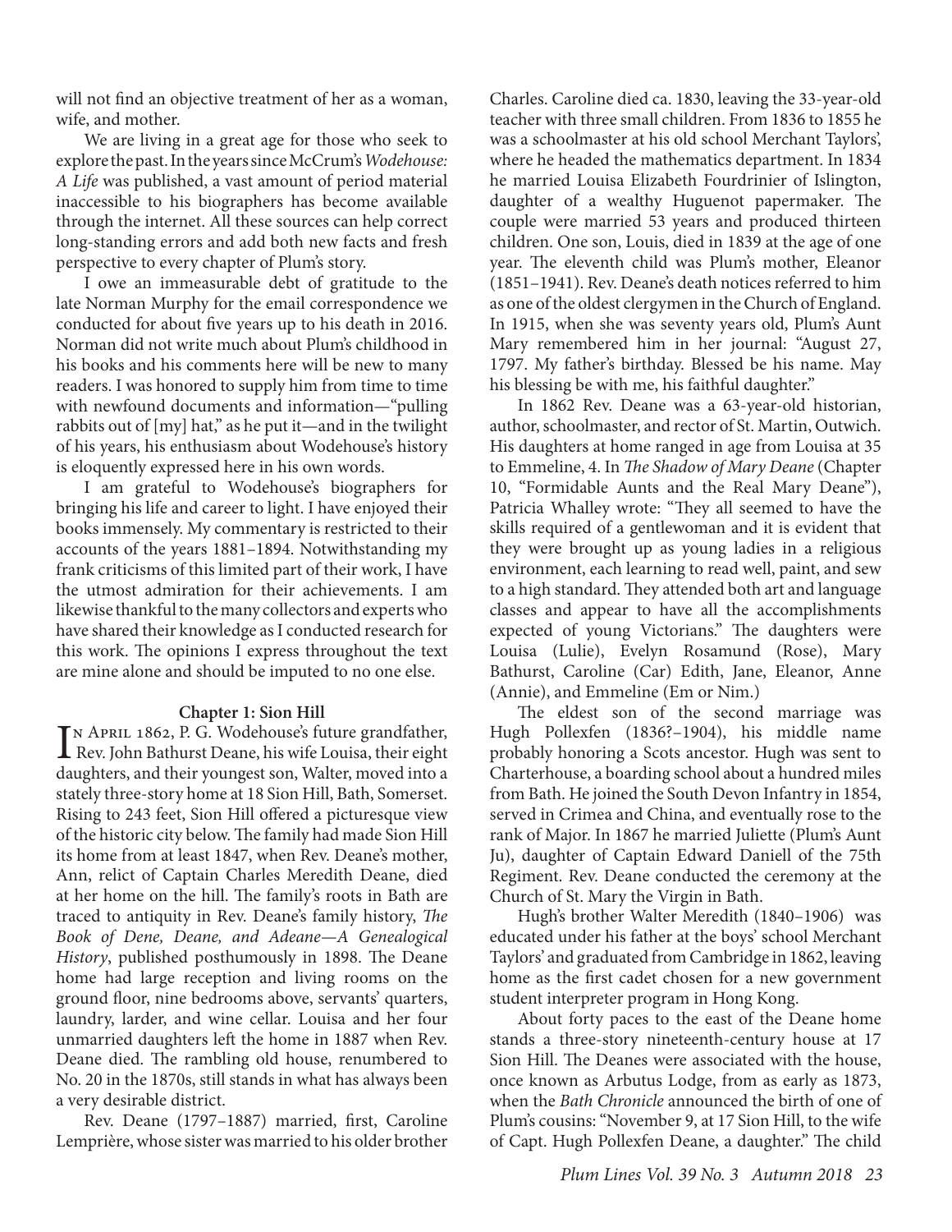will not find an objective treatment of her as a woman, wife, and mother.

We are living in a great age for those who seek to explore the past. In the years since McCrum's *Wodehouse: A Life* was published, a vast amount of period material inaccessible to his biographers has become available through the internet. All these sources can help correct long-standing errors and add both new facts and fresh perspective to every chapter of Plum's story.

I owe an immeasurable debt of gratitude to the late Norman Murphy for the email correspondence we conducted for about five years up to his death in 2016. Norman did not write much about Plum's childhood in his books and his comments here will be new to many readers. I was honored to supply him from time to time with newfound documents and information—"pulling rabbits out of [my] hat," as he put it—and in the twilight of his years, his enthusiasm about Wodehouse's history is eloquently expressed here in his own words.

I am grateful to Wodehouse's biographers for bringing his life and career to light. I have enjoyed their books immensely. My commentary is restricted to their accounts of the years 1881–1894. Notwithstanding my frank criticisms of this limited part of their work, I have the utmost admiration for their achievements. I am likewise thankful to the many collectors and experts who have shared their knowledge as I conducted research for this work. The opinions I express throughout the text are mine alone and should be imputed to no one else.

### Chapter 1: Sion Hill

In April 1862, P. G. Wodehouse's future grandfather, Rev. John Bathurst Deane, his wife Louisa, their eight daughters, and their youngest son, Walter, moved into a stately three-story home at 18 Sion Hill, Bath, Somerset. Rising to 243 feet, Sion Hill offered a picturesque view of the historic city below. The family had made Sion Hill its home from at least 1847, when Rev. Deane's mother, Ann, relict of Captain Charles Meredith Deane, died at her home on the hill. The family's roots in Bath are traced to antiquity in Rev. Deane's family history, *The Book of Dene, Deane, and Adeane—A Genealogical History*, published posthumously in 1898. The Deane home had large reception and living rooms on the ground floor, nine bedrooms above, servants' quarters, laundry, larder, and wine cellar. Louisa and her four unmarried daughters left the home in 1887 when Rev. Deane died. The rambling old house, renumbered to No. 20 in the 1870s, still stands in what has always been a very desirable district.

Rev. Deane (1797–1887) married, first, Caroline Lemprière, whose sister was married to his older brother Charles. Caroline died ca. 1830, leaving the 33-year-old teacher with three small children. From 1836 to 1855 he was a schoolmaster at his old school Merchant Taylors', where he headed the mathematics department. In 1834 he married Louisa Elizabeth Fourdrinier of Islington, daughter of a wealthy Huguenot papermaker. The couple were married 53 years and produced thirteen children. One son, Louis, died in 1839 at the age of one year. The eleventh child was Plum's mother, Eleanor (1851–1941). Rev. Deane's death notices referred to him as one of the oldest clergymen in the Church of England. In 1915, when she was seventy years old, Plum's Aunt Mary remembered him in her journal: "August 27, 1797. My father's birthday. Blessed be his name. May his blessing be with me, his faithful daughter."

In 1862 Rev. Deane was a 63-year-old historian, author, schoolmaster, and rector of St. Martin, Outwich. His daughters at home ranged in age from Louisa at 35 to Emmeline, 4. In *The Shadow of Mary Deane* (Chapter 10, "Formidable Aunts and the Real Mary Deane"), Patricia Whalley wrote: "They all seemed to have the skills required of a gentlewoman and it is evident that they were brought up as young ladies in a religious environment, each learning to read well, paint, and sew to a high standard. They attended both art and language classes and appear to have all the accomplishments expected of young Victorians." The daughters were Louisa (Lulie), Evelyn Rosamund (Rose), Mary Bathurst, Caroline (Car) Edith, Jane, Eleanor, Anne (Annie), and Emmeline (Em or Nim.)

The eldest son of the second marriage was Hugh Pollexfen (1836?–1904), his middle name probably honoring a Scots ancestor. Hugh was sent to Charterhouse, a boarding school about a hundred miles from Bath. He joined the South Devon Infantry in 1854, served in Crimea and China, and eventually rose to the rank of Major. In 1867 he married Juliette (Plum's Aunt Ju), daughter of Captain Edward Daniell of the 75th Regiment. Rev. Deane conducted the ceremony at the Church of St. Mary the Virgin in Bath.

Hugh's brother Walter Meredith (1840–1906) was educated under his father at the boys' school Merchant Taylors' and graduated from Cambridge in 1862, leaving home as the first cadet chosen for a new government student interpreter program in Hong Kong.

About forty paces to the east of the Deane home stands a three-story nineteenth-century house at 17 Sion Hill. The Deanes were associated with the house, once known as Arbutus Lodge, from as early as 1873, when the *Bath Chronicle* announced the birth of one of Plum's cousins: "November 9, at 17 Sion Hill, to the wife of Capt. Hugh Pollexfen Deane, a daughter." The child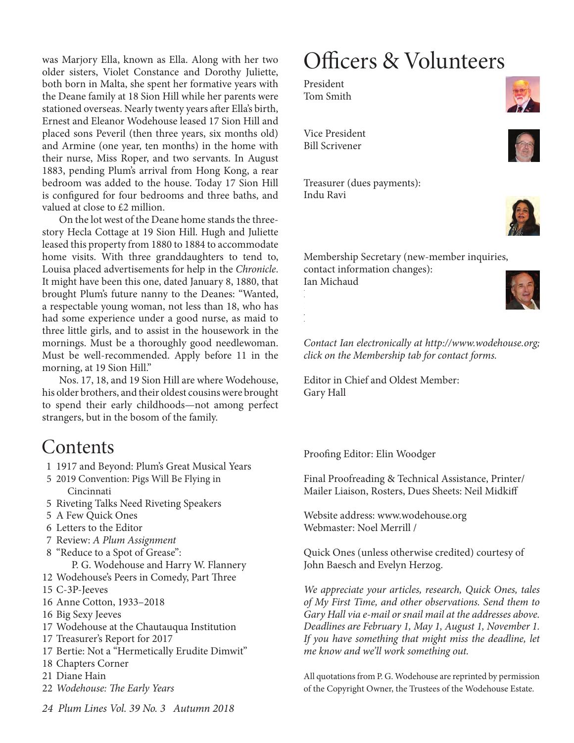was Marjory Ella, known as Ella. Along with her two older sisters, Violet Constance and Dorothy Juliette, both born in Malta, she spent her formative years with the Deane family at 18 Sion Hill while her parents were stationed overseas. Nearly twenty years after Ella's birth, Ernest and Eleanor Wodehouse leased 17 Sion Hill and placed sons Peveril (then three years, six months old) and Armine (one year, ten months) in the home with their nurse, Miss Roper, and two servants. In August 1883, pending Plum's arrival from Hong Kong, a rear bedroom was added to the house. Today 17 Sion Hill is configured for four bedrooms and three baths, and valued at close to £2 million.

On the lot west of the Deane home stands the three-story Hecla Cottage at 19 Sion Hill. Hugh and Juliette leased this property from 1880 to 1884 to accommodate home visits. With three granddaughters to tend to, Louisa placed advertisements for help in the *Chronicle*. It might have been this one, dated January 8, 1880, that brought Plum's future nanny to the Deanes: "Wanted, a respectable young woman, not less than 18, who has had some experience under a good nurse, as maid to three little girls, and to assist in the housework in the mornings. Must be a thoroughly good needlewoman. Must be well-recommended. Apply before 11 in the morning, at 19 Sion Hill."

Nos. 17, 18, and 19 Sion Hill are where Wodehouse, his older brothers, and their oldest cousins were brought to spend their early childhoods—not among perfect strangers, but in the bosom of the family.

## Contents

1 1917 and Beyond: Plum's Great Musical Years
5 2019 Convention: Pigs Will Be Flying in Cincinnati
5 Riveting Talks Need Riveting Speakers
5 A Few Quick Ones
6 Letters to the Editor
7 Review: *A Plum Assignment*
8 "Reduce to a Spot of Grease": P. G. Wodehouse and Harry W. Flannery
12 Wodehouse's Peers in Comedy, Part Three
15 C-3P-Jeeves
16 Anne Cotton, 1933–2018
16 Big Sexy Jeeves
17 Wodehouse at the Chautauqua Institution
17 Treasurer's Report for 2017
17 Bertie: Not a "Hermetically Erudite Dimwit"
18 Chapters Corner
21 Diane Hain
22 *Wodehouse: The Early Years*

# Officers & Volunteers

President
Tom Smith

Vice President
Bill Scrivener

Treasurer (dues payments):
Indu Ravi

Membership Secretary (new-member inquiries, contact information changes):
Ian Michaud

*Contact Ian electronically at http://www.wodehouse.org; click on the Membership tab for contact forms.*

Editor in Chief and Oldest Member:
Gary Hall

Proofing Editor: Elin Woodger

Final Proofreading & Technical Assistance, Printer/Mailer Liaison, Rosters, Dues Sheets: Neil Midkiff

Website address: www.wodehouse.org
Webmaster: Noel Merrill /

Quick Ones (unless otherwise credited) courtesy of John Baesch and Evelyn Herzog.

*We appreciate your articles, research, Quick Ones, tales of My First Time, and other observations. Send them to Gary Hall via e-mail or snail mail at the addresses above. Deadlines are February 1, May 1, August 1, November 1. If you have something that might miss the deadline, let me know and we'll work something out.*

All quotations from P. G. Wodehouse are reprinted by permission of the Copyright Owner, the Trustees of the Wodehouse Estate.